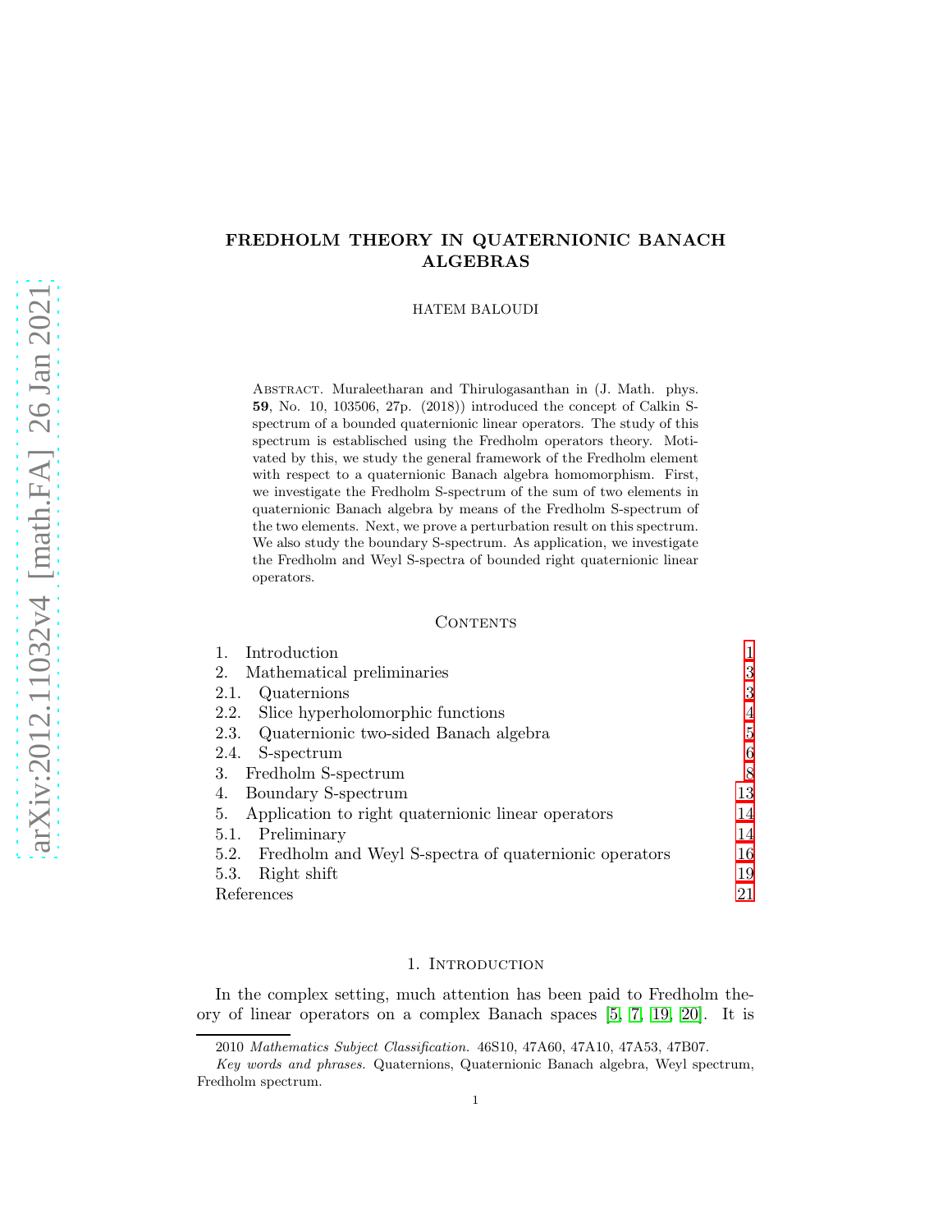# FREDHOLM THEORY IN QUATERNIONIC BANACH ALGEBRAS

HATEM BALOUDI

Abstract. Muraleetharan and Thirulogasanthan in (J. Math. phys. **59**, No. 10, 103506, 27p. (2018)) introduced the concept of Calkin S-spectrum of a bounded quaternionic linear operators. The study of this spectrum is establisched using the Fredholm operators theory. Motivated by this, we study the general framework of the Fredholm element with respect to a quaternionic Banach algebra homomorphism. First, we investigate the Fredholm S-spectrum of the sum of two elements in quaternionic Banach algebra by means of the Fredholm S-spectrum of the two elements. Next, we prove a perturbation result on this spectrum. We also study the boundary S-spectrum. As application, we investigate the Fredholm and Weyl S-spectra of bounded right quaternionic linear operators.

## Contents

| | |
|---|---|
| 1. Introduction | 1 |
| 2. Mathematical preliminaries | 3 |
| 2.1. Quaternions | 3 |
| 2.2. Slice hyperholomorphic functions | 4 |
| 2.3. Quaternionic two-sided Banach algebra | 5 |
| 2.4. S-spectrum | 6 |
| 3. Fredholm S-spectrum | 8 |
| 4. Boundary S-spectrum | 13 |
| 5. Application to right quaternionic linear operators | 14 |
| 5.1. Preliminary | 14 |
| 5.2. Fredholm and Weyl S-spectra of quaternionic operators | 16 |
| 5.3. Right shift | 19 |
| References | 21 |

## 1. Introduction

In the complex setting, much attention has been paid to Fredholm theory of linear operators on a complex Banach spaces [5, 7, 19, 20]. It is

2010 *Mathematics Subject Classification.* 46S10, 47A60, 47A10, 47A53, 47B07.

*Key words and phrases.* Quaternions, Quaternionic Banach algebra, Weyl spectrum, Fredholm spectrum.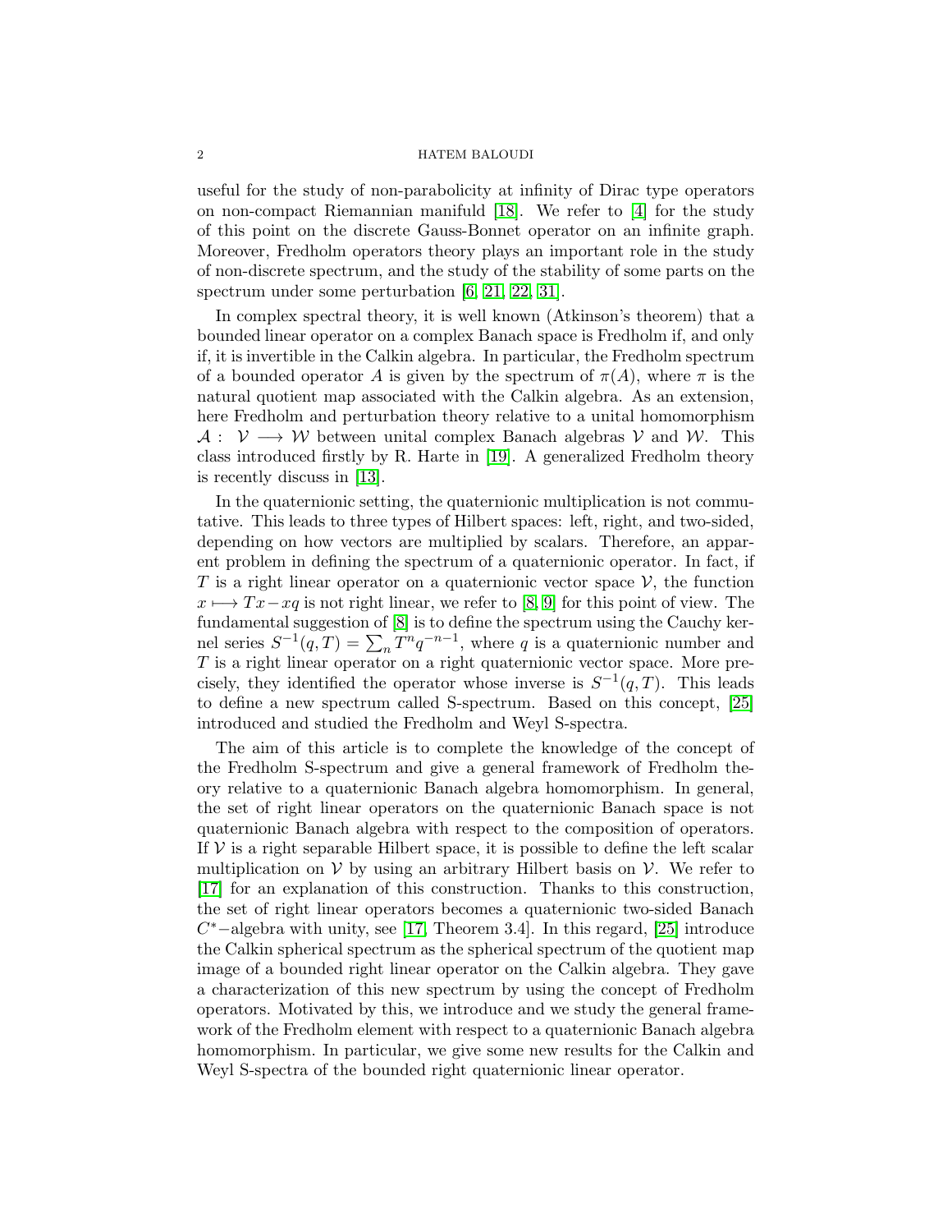useful for the study of non-parabolicity at infinity of Dirac type operators on non-compact Riemannian manifuld [18]. We refer to [4] for the study of this point on the discrete Gauss-Bonnet operator on an infinite graph. Moreover, Fredholm operators theory plays an important role in the study of non-discrete spectrum, and the study of the stability of some parts on the spectrum under some perturbation [6, 21, 22, 31].

In complex spectral theory, it is well known (Atkinson's theorem) that a bounded linear operator on a complex Banach space is Fredholm if, and only if, it is invertible in the Calkin algebra. In particular, the Fredholm spectrum of a bounded operator $A$ is given by the spectrum of $\pi(A)$, where $\pi$ is the natural quotient map associated with the Calkin algebra. As an extension, here Fredholm and perturbation theory relative to a unital homomorphism $\mathcal{A}: \mathcal{V} \longrightarrow \mathcal{W}$ between unital complex Banach algebras $\mathcal{V}$ and $\mathcal{W}$. This class introduced firstly by R. Harte in [19]. A generalized Fredholm theory is recently discuss in [13].

In the quaternionic setting, the quaternionic multiplication is not commutative. This leads to three types of Hilbert spaces: left, right, and two-sided, depending on how vectors are multiplied by scalars. Therefore, an apparent problem in defining the spectrum of a quaternionic operator. In fact, if $T$ is a right linear operator on a quaternionic vector space $\mathcal{V}$, the function $x \longmapsto Tx - xq$ is not right linear, we refer to [8, 9] for this point of view. The fundamental suggestion of [8] is to define the spectrum using the Cauchy kernel series $S^{-1}(q, T) = \sum_n T^n q^{-n-1}$, where $q$ is a quaternionic number and $T$ is a right linear operator on a right quaternionic vector space. More precisely, they identified the operator whose inverse is $S^{-1}(q, T)$. This leads to define a new spectrum called S-spectrum. Based on this concept, [25] introduced and studied the Fredholm and Weyl S-spectra.

The aim of this article is to complete the knowledge of the concept of the Fredholm S-spectrum and give a general framework of Fredholm theory relative to a quaternionic Banach algebra homomorphism. In general, the set of right linear operators on the quaternionic Banach space is not quaternionic Banach algebra with respect to the composition of operators. If $\mathcal{V}$ is a right separable Hilbert space, it is possible to define the left scalar multiplication on $\mathcal{V}$ by using an arbitrary Hilbert basis on $\mathcal{V}$. We refer to [17] for an explanation of this construction. Thanks to this construction, the set of right linear operators becomes a quaternionic two-sided Banach $C^*-$algebra with unity, see [17, Theorem 3.4]. In this regard, [25] introduce the Calkin spherical spectrum as the spherical spectrum of the quotient map image of a bounded right linear operator on the Calkin algebra. They gave a characterization of this new spectrum by using the concept of Fredholm operators. Motivated by this, we introduce and we study the general framework of the Fredholm element with respect to a quaternionic Banach algebra homomorphism. In particular, we give some new results for the Calkin and Weyl S-spectra of the bounded right quaternionic linear operator.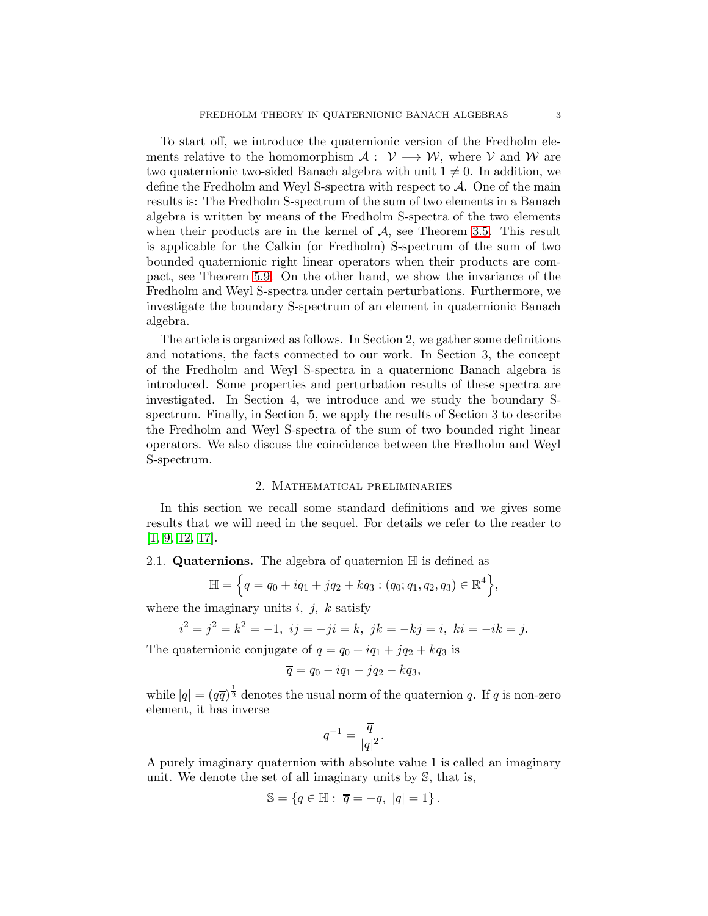To start off, we introduce the quaternionic version of the Fredholm elements relative to the homomorphism $\mathcal{A}: \mathcal{V} \longrightarrow \mathcal{W}$, where $\mathcal{V}$ and $\mathcal{W}$ are two quaternionic two-sided Banach algebra with unit $1 \neq 0$. In addition, we define the Fredholm and Weyl S-spectra with respect to $\mathcal{A}$. One of the main results is: The Fredholm S-spectrum of the sum of two elements in a Banach algebra is written by means of the Fredholm S-spectra of the two elements when their products are in the kernel of $\mathcal{A}$, see Theorem 3.5. This result is applicable for the Calkin (or Fredholm) S-spectrum of the sum of two bounded quaternionic right linear operators when their products are compact, see Theorem 5.9. On the other hand, we show the invariance of the Fredholm and Weyl S-spectra under certain perturbations. Furthermore, we investigate the boundary S-spectrum of an element in quaternionic Banach algebra.

The article is organized as follows. In Section 2, we gather some definitions and notations, the facts connected to our work. In Section 3, the concept of the Fredholm and Weyl S-spectra in a quaternionc Banach algebra is introduced. Some properties and perturbation results of these spectra are investigated. In Section 4, we introduce and we study the boundary S-spectrum. Finally, in Section 5, we apply the results of Section 3 to describe the Fredholm and Weyl S-spectra of the sum of two bounded right linear operators. We also discuss the coincidence between the Fredholm and Weyl S-spectrum.

## 2. Mathematical preliminaries

In this section we recall some standard definitions and we gives some results that we will need in the sequel. For details we refer to the reader to [1, 9, 12, 17].

### 2.1. **Quaternions.**

The algebra of quaternion $\mathbb{H}$ is defined as

$$\mathbb{H} = \Big\{ q = q_0 + iq_1 + jq_2 + kq_3 : (q_0; q_1, q_2, q_3) \in \mathbb{R}^4 \Big\},$$

where the imaginary units $i,\ j,\ k$ satisfy

$$i^2 = j^2 = k^2 = -1,\ ij = -ji = k,\ jk = -kj = i,\ ki = -ik = j.$$

The quaternionic conjugate of $q = q_0 + iq_1 + jq_2 + kq_3$ is

$$\overline{q} = q_0 - iq_1 - jq_2 - kq_3,$$

while $|q| = (q\overline{q})^{\frac{1}{2}}$ denotes the usual norm of the quaternion $q$. If $q$ is non-zero element, it has inverse

$$q^{-1} = \frac{\overline{q}}{|q|^2}.$$

A purely imaginary quaternion with absolute value 1 is called an imaginary unit. We denote the set of all imaginary units by $\mathbb{S}$, that is,

$$\mathbb{S} = \{ q \in \mathbb{H} :\ \overline{q} = -q,\ |q| = 1 \}.$$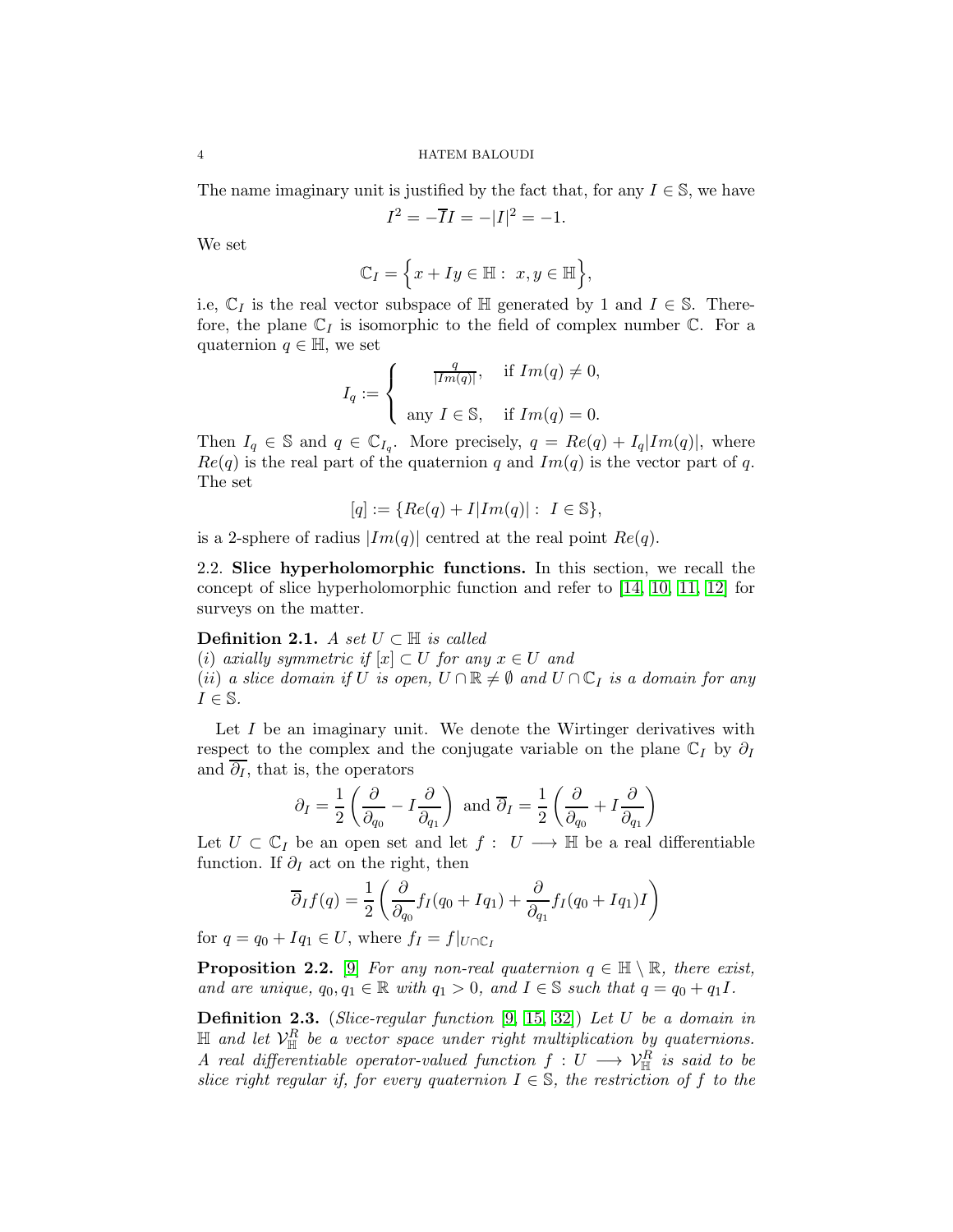The name imaginary unit is justified by the fact that, for any $I \in \mathbb{S}$, we have

$$I^2 = -\overline{I}I = -|I|^2 = -1.$$

We set

$$\mathbb{C}_I = \Big\{ x + Iy \in \mathbb{H} : \; x, y \in \mathbb{H} \Big\},$$

i.e, $\mathbb{C}_I$ is the real vector subspace of $\mathbb{H}$ generated by 1 and $I \in \mathbb{S}$. Therefore, the plane $\mathbb{C}_I$ is isomorphic to the field of complex number $\mathbb{C}$. For a quaternion $q \in \mathbb{H}$, we set

$$I_q := \begin{cases} \dfrac{q}{|Im(q)|}, & \text{if } Im(q) \neq 0, \\[2ex] \text{any } I \in \mathbb{S}, & \text{if } Im(q) = 0. \end{cases}$$

Then $I_q \in \mathbb{S}$ and $q \in \mathbb{C}_{I_q}$. More precisely, $q = Re(q) + I_q|Im(q)|$, where $Re(q)$ is the real part of the quaternion $q$ and $Im(q)$ is the vector part of $q$. The set

$$[q] := \{Re(q) + I|Im(q)| : \; I \in \mathbb{S}\},$$

is a 2-sphere of radius $|Im(q)|$ centred at the real point $Re(q)$.

2.2. **Slice hyperholomorphic functions.** In this section, we recall the concept of slice hyperholomorphic function and refer to [14, 10, 11, 12] for surveys on the matter.

**Definition 2.1.** *A set $U \subset \mathbb{H}$ is called*
*(i) axially symmetric if $[x] \subset U$ for any $x \in U$ and*
*(ii) a slice domain if $U$ is open, $U \cap \mathbb{R} \neq \emptyset$ and $U \cap \mathbb{C}_I$ is a domain for any $I \in \mathbb{S}$.*

Let $I$ be an imaginary unit. We denote the Wirtinger derivatives with respect to the complex and the conjugate variable on the plane $\mathbb{C}_I$ by $\partial_I$ and $\overline{\partial_I}$, that is, the operators

$$\partial_I = \frac{1}{2}\left(\frac{\partial}{\partial_{q_0}} - I\frac{\partial}{\partial_{q_1}}\right) \text{ and } \overline{\partial}_I = \frac{1}{2}\left(\frac{\partial}{\partial_{q_0}} + I\frac{\partial}{\partial_{q_1}}\right)$$

Let $U \subset \mathbb{C}_I$ be an open set and let $f : \; U \longrightarrow \mathbb{H}$ be a real differentiable function. If $\partial_I$ act on the right, then

$$\overline{\partial}_I f(q) = \frac{1}{2}\left(\frac{\partial}{\partial_{q_0}} f_I(q_0 + Iq_1) + \frac{\partial}{\partial_{q_1}} f_I(q_0 + Iq_1)I\right)$$

for $q = q_0 + Iq_1 \in U$, where $f_I = f|_{U \cap \mathbb{C}_I}$

**Proposition 2.2.** [9] *For any non-real quaternion $q \in \mathbb{H} \setminus \mathbb{R}$, there exist, and are unique, $q_0, q_1 \in \mathbb{R}$ with $q_1 > 0$, and $I \in \mathbb{S}$ such that $q = q_0 + q_1 I$.*

**Definition 2.3.** (*Slice-regular function* [9, 15, 32]) *Let $U$ be a domain in $\mathbb{H}$ and let $\mathcal{V}_{\mathbb{H}}^R$ be a vector space under right multiplication by quaternions. A real differentiable operator-valued function $f : U \longrightarrow \mathcal{V}_{\mathbb{H}}^R$ is said to be slice right regular if, for every quaternion $I \in \mathbb{S}$, the restriction of $f$ to the*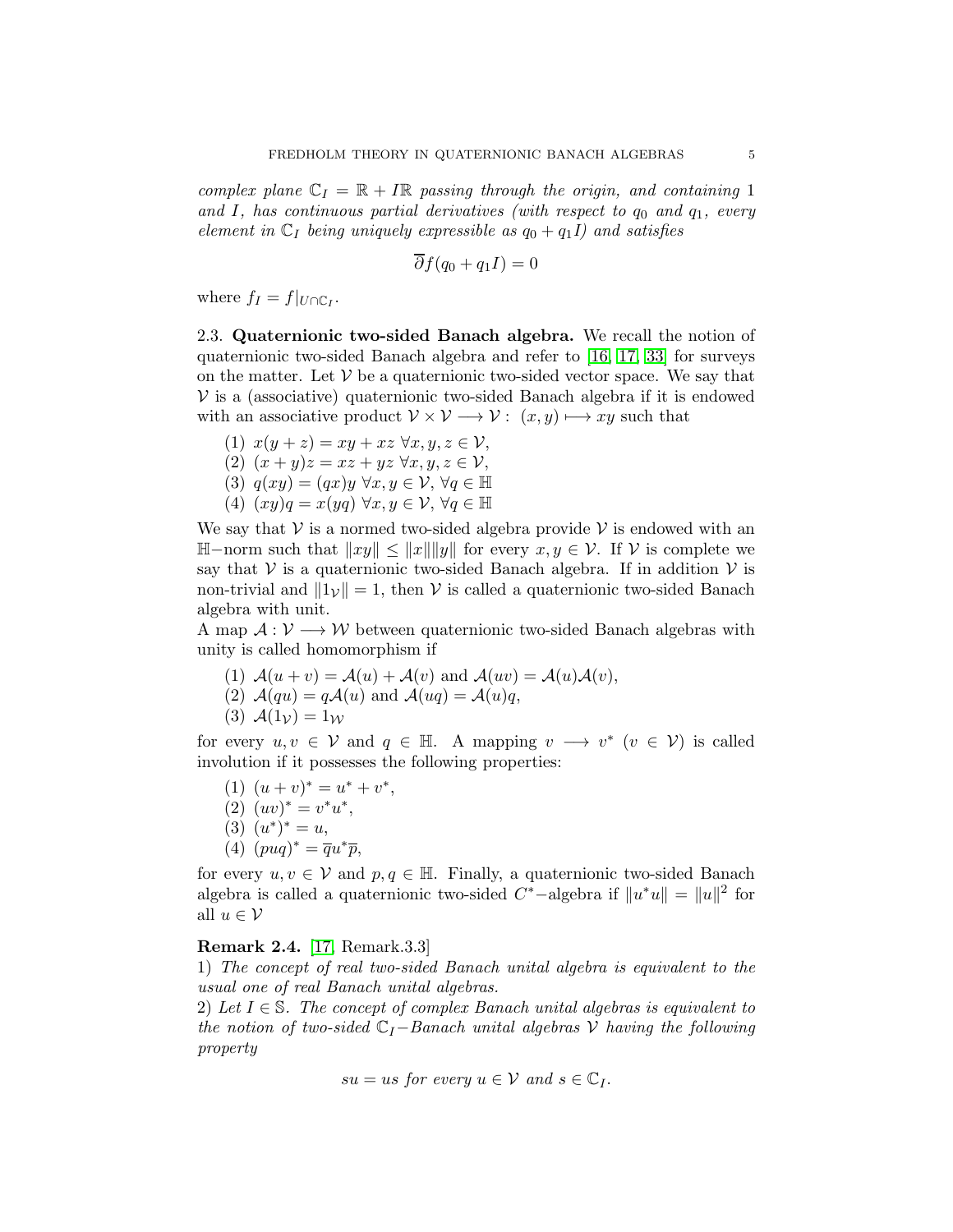*complex plane $\mathbb{C}_I = \mathbb{R} + I\mathbb{R}$ passing through the origin, and containing 1 and $I$, has continuous partial derivatives (with respect to $q_0$ and $q_1$, every element in $\mathbb{C}_I$ being uniquely expressible as $q_0 + q_1 I$) and satisfies*

$$\overline{\partial} f(q_0 + q_1 I) = 0$$

where $f_I = f|_{U \cap \mathbb{C}_I}$.

2.3. **Quaternionic two-sided Banach algebra.** We recall the notion of quaternionic two-sided Banach algebra and refer to [16, 17, 33] for surveys on the matter. Let $\mathcal{V}$ be a quaternionic two-sided vector space. We say that $\mathcal{V}$ is a (associative) quaternionic two-sided Banach algebra if it is endowed with an associative product $\mathcal{V} \times \mathcal{V} \longrightarrow \mathcal{V} : \ (x, y) \longmapsto xy$ such that

(1) $x(y + z) = xy + xz \ \forall x, y, z \in \mathcal{V}$,
(2) $(x + y)z = xz + yz \ \forall x, y, z \in \mathcal{V}$,
(3) $q(xy) = (qx)y \ \forall x, y \in \mathcal{V}, \ \forall q \in \mathbb{H}$
(4) $(xy)q = x(yq) \ \forall x, y \in \mathcal{V}, \ \forall q \in \mathbb{H}$

We say that $\mathcal{V}$ is a normed two-sided algebra provide $\mathcal{V}$ is endowed with an $\mathbb{H}-$norm such that $\|xy\| \leq \|x\|\|y\|$ for every $x, y \in \mathcal{V}$. If $\mathcal{V}$ is complete we say that $\mathcal{V}$ is a quaternionic two-sided Banach algebra. If in addition $\mathcal{V}$ is non-trivial and $\|1_{\mathcal{V}}\| = 1$, then $\mathcal{V}$ is called a quaternionic two-sided Banach algebra with unit.
A map $\mathcal{A} : \mathcal{V} \longrightarrow \mathcal{W}$ between quaternionic two-sided Banach algebras with unity is called homomorphism if

(1) $\mathcal{A}(u + v) = \mathcal{A}(u) + \mathcal{A}(v)$ and $\mathcal{A}(uv) = \mathcal{A}(u)\mathcal{A}(v)$,
(2) $\mathcal{A}(qu) = q\mathcal{A}(u)$ and $\mathcal{A}(uq) = \mathcal{A}(u)q$,
(3) $\mathcal{A}(1_{\mathcal{V}}) = 1_{\mathcal{W}}$

for every $u, v \in \mathcal{V}$ and $q \in \mathbb{H}$. A mapping $v \longrightarrow v^*$ $(v \in \mathcal{V})$ is called involution if it possesses the following properties:

(1) $(u + v)^* = u^* + v^*$,
(2) $(uv)^* = v^* u^*$,
(3) $(u^*)^* = u$,
(4) $(puq)^* = \overline{q} u^* \overline{p}$,

for every $u, v \in \mathcal{V}$ and $p, q \in \mathbb{H}$. Finally, a quaternionic two-sided Banach algebra is called a quaternionic two-sided $C^*-$algebra if $\|u^* u\| = \|u\|^2$ for all $u \in \mathcal{V}$

**Remark 2.4.** [17, Remark.3.3]
1) *The concept of real two-sided Banach unital algebra is equivalent to the usual one of real Banach unital algebras.*
2) *Let $I \in \mathbb{S}$. The concept of complex Banach unital algebras is equivalent to the notion of two-sided $\mathbb{C}_I-$Banach unital algebras $\mathcal{V}$ having the following property*

$$su = us \text{ for every } u \in \mathcal{V} \text{ and } s \in \mathbb{C}_I.$$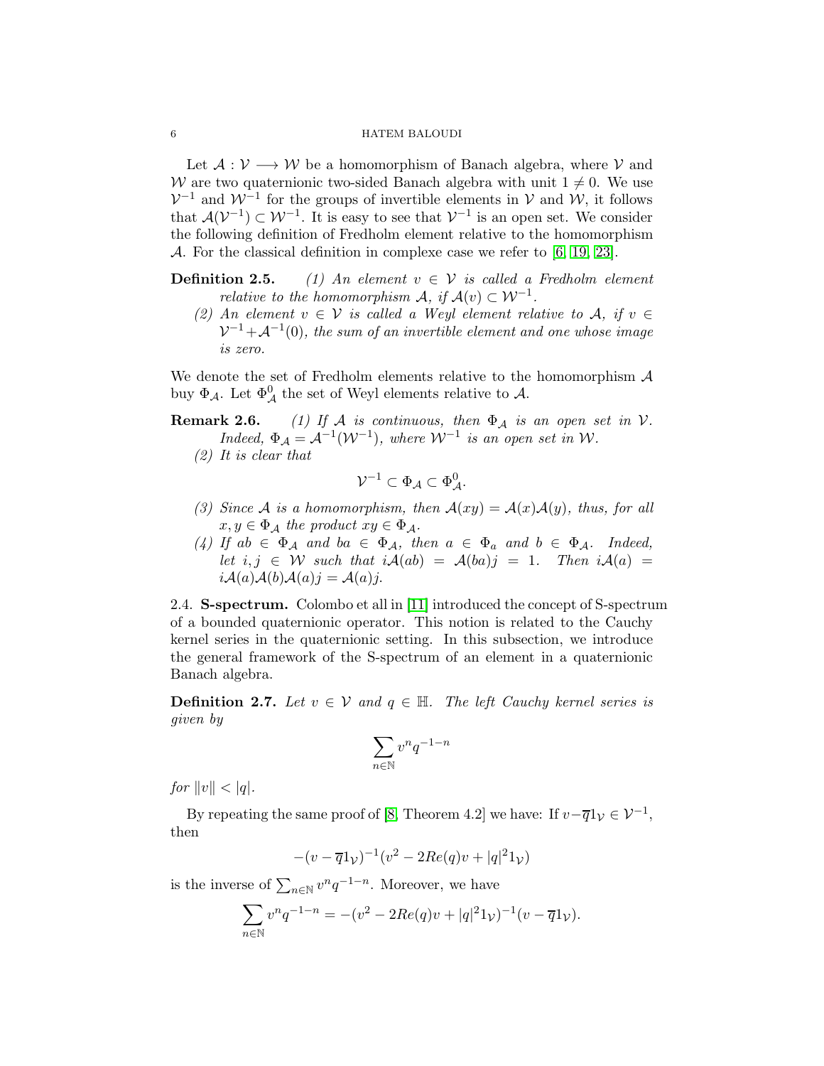Let $\mathcal{A} : \mathcal{V} \longrightarrow \mathcal{W}$ be a homomorphism of Banach algebra, where $\mathcal{V}$ and $\mathcal{W}$ are two quaternionic two-sided Banach algebra with unit $1 \neq 0$. We use $\mathcal{V}^{-1}$ and $\mathcal{W}^{-1}$ for the groups of invertible elements in $\mathcal{V}$ and $\mathcal{W}$, it follows that $\mathcal{A}(\mathcal{V}^{-1}) \subset \mathcal{W}^{-1}$. It is easy to see that $\mathcal{V}^{-1}$ is an open set. We consider the following definition of Fredholm element relative to the homomorphism $\mathcal{A}$. For the classical definition in complexe case we refer to [6, 19, 23].

**Definition 2.5.** *(1) An element $v \in \mathcal{V}$ is called a Fredholm element relative to the homomorphism $\mathcal{A}$, if $\mathcal{A}(v) \subset \mathcal{W}^{-1}$.*

*(2) An element $v \in \mathcal{V}$ is called a Weyl element relative to $\mathcal{A}$, if $v \in \mathcal{V}^{-1} + \mathcal{A}^{-1}(0)$, the sum of an invertible element and one whose image is zero.*

We denote the set of Fredholm elements relative to the homomorphism $\mathcal{A}$ buy $\Phi_{\mathcal{A}}$. Let $\Phi^0_{\mathcal{A}}$ the set of Weyl elements relative to $\mathcal{A}$.

**Remark 2.6.** *(1) If $\mathcal{A}$ is continuous, then $\Phi_{\mathcal{A}}$ is an open set in $\mathcal{V}$. Indeed, $\Phi_{\mathcal{A}} = \mathcal{A}^{-1}(\mathcal{W}^{-1})$, where $\mathcal{W}^{-1}$ is an open set in $\mathcal{W}$.*

*(2) It is clear that*

$$\mathcal{V}^{-1} \subset \Phi_{\mathcal{A}} \subset \Phi^0_{\mathcal{A}}.$$

*(3) Since $\mathcal{A}$ is a homomorphism, then $\mathcal{A}(xy) = \mathcal{A}(x)\mathcal{A}(y)$, thus, for all $x, y \in \Phi_{\mathcal{A}}$ the product $xy \in \Phi_{\mathcal{A}}$.*

*(4) If $ab \in \Phi_{\mathcal{A}}$ and $ba \in \Phi_{\mathcal{A}}$, then $a \in \Phi_a$ and $b \in \Phi_{\mathcal{A}}$. Indeed, let $i, j \in \mathcal{W}$ such that $i\mathcal{A}(ab) = \mathcal{A}(ba)j = 1$. Then $i\mathcal{A}(a) = i\mathcal{A}(a)\mathcal{A}(b)\mathcal{A}(a)j = \mathcal{A}(a)j$.*

## 2.4. S-spectrum.

Colombo et all in [11] introduced the concept of S-spectrum of a bounded quaternionic operator. This notion is related to the Cauchy kernel series in the quaternionic setting. In this subsection, we introduce the general framework of the S-spectrum of an element in a quaternionic Banach algebra.

**Definition 2.7.** *Let $v \in \mathcal{V}$ and $q \in \mathbb{H}$. The left Cauchy kernel series is given by*

$$\sum_{n \in \mathbb{N}} v^n q^{-1-n}$$

*for $\|v\| < |q|$.*

By repeating the same proof of [8, Theorem 4.2] we have: If $v - \overline{q}1_{\mathcal{V}} \in \mathcal{V}^{-1}$, then

$$-(v - \overline{q}1_{\mathcal{V}})^{-1}(v^2 - 2Re(q)v + |q|^2 1_{\mathcal{V}})$$

is the inverse of $\sum_{n \in \mathbb{N}} v^n q^{-1-n}$. Moreover, we have

$$\sum_{n \in \mathbb{N}} v^n q^{-1-n} = -(v^2 - 2Re(q)v + |q|^2 1_{\mathcal{V}})^{-1}(v - \overline{q}1_{\mathcal{V}}).$$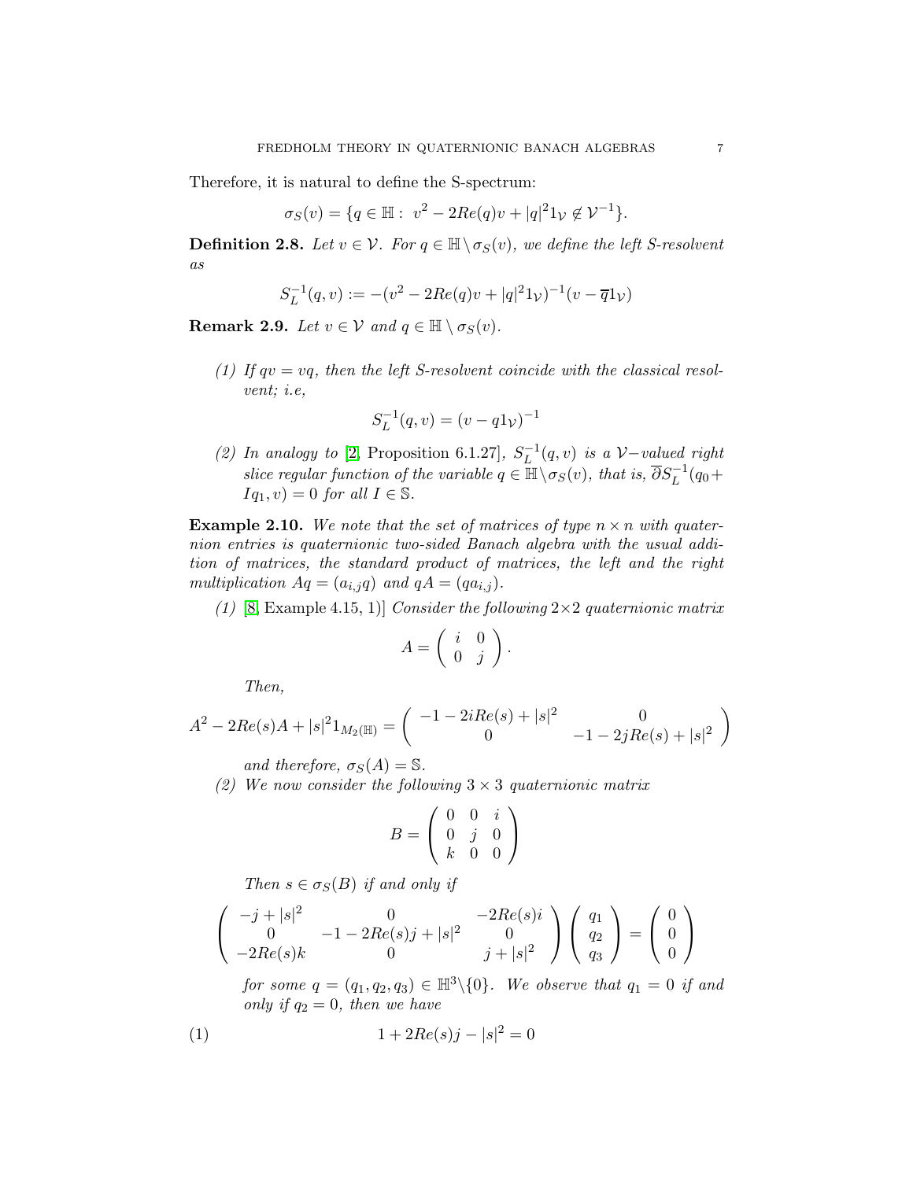Therefore, it is natural to define the S-spectrum:

$$\sigma_S(v) = \{q \in \mathbb{H} : \ v^2 - 2Re(q)v + |q|^2 1_{\mathcal{V}} \notin \mathcal{V}^{-1}\}.$$

**Definition 2.8.** *Let $v \in \mathcal{V}$. For $q \in \mathbb{H} \setminus \sigma_S(v)$, we define the left S-resolvent as*

$$S_L^{-1}(q, v) := -(v^2 - 2Re(q)v + |q|^2 1_{\mathcal{V}})^{-1}(v - \overline{q} 1_{\mathcal{V}})$$

**Remark 2.9.** *Let $v \in \mathcal{V}$ and $q \in \mathbb{H} \setminus \sigma_S(v)$.*

*(1) If $qv = vq$, then the left S-resolvent coincide with the classical resolvent; i.e,*

$$S_L^{-1}(q, v) = (v - q1_{\mathcal{V}})^{-1}$$

*(2) In analogy to* [2, Proposition 6.1.27], *$S_L^{-1}(q, v)$ is a $\mathcal{V}-$valued right slice regular function of the variable $q \in \mathbb{H} \setminus \sigma_S(v)$, that is, $\overline{\partial} S_L^{-1}(q_0 + Iq_1, v) = 0$ for all $I \in \mathbb{S}$.*

**Example 2.10.** *We note that the set of matrices of type $n \times n$ with quaternion entries is quaternionic two-sided Banach algebra with the usual addition of matrices, the standard product of matrices, the left and the right multiplication $Aq = (a_{i,j}q)$ and $qA = (qa_{i,j})$.*

*(1)* [8, Example 4.15, 1)] *Consider the following $2 \times 2$ quaternionic matrix*

$$A = \begin{pmatrix} i & 0 \\ 0 & j \end{pmatrix}.$$

*Then,*

$$A^2 - 2Re(s)A + |s|^2 1_{M_2(\mathbb{H})} = \begin{pmatrix} -1 - 2iRe(s) + |s|^2 & 0 \\ 0 & -1 - 2jRe(s) + |s|^2 \end{pmatrix}$$

*and therefore, $\sigma_S(A) = \mathbb{S}$.*

*(2) We now consider the following $3 \times 3$ quaternionic matrix*

$$B = \begin{pmatrix} 0 & 0 & i \\ 0 & j & 0 \\ k & 0 & 0 \end{pmatrix}$$

*Then $s \in \sigma_S(B)$ if and only if*

$$\begin{pmatrix} -j + |s|^2 & 0 & -2Re(s)i \\ 0 & -1 - 2Re(s)j + |s|^2 & 0 \\ -2Re(s)k & 0 & j + |s|^2 \end{pmatrix} \begin{pmatrix} q_1 \\ q_2 \\ q_3 \end{pmatrix} = \begin{pmatrix} 0 \\ 0 \\ 0 \end{pmatrix}$$

*for some $q = (q_1, q_2, q_3) \in \mathbb{H}^3 \setminus \{0\}$. We observe that $q_1 = 0$ if and only if $q_2 = 0$, then we have*

$$1 + 2Re(s)j - |s|^2 = 0 \tag{1}$$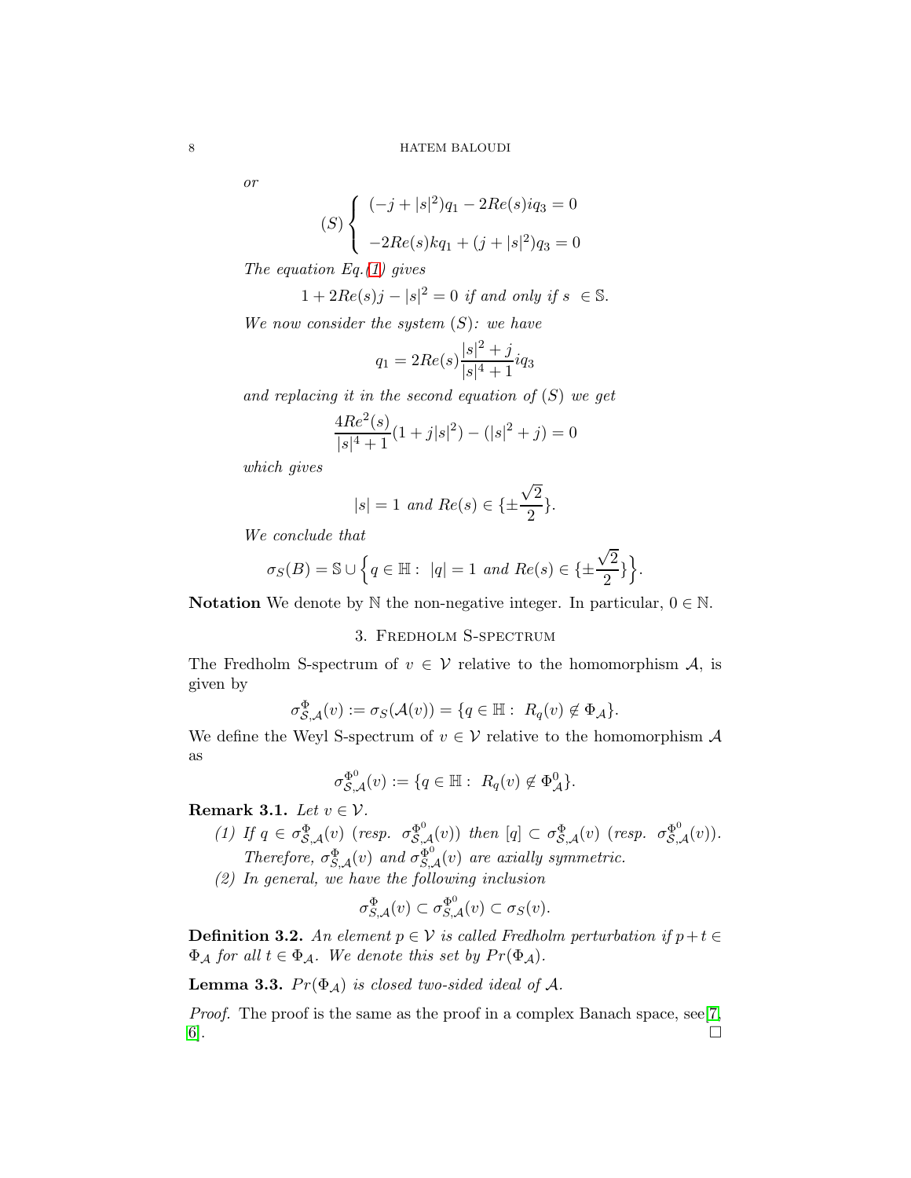*or*

$$(S)\begin{cases} (-j+|s|^2)q_1 - 2Re(s)iq_3 = 0 \\ \\ -2Re(s)kq_1 + (j+|s|^2)q_3 = 0 \end{cases}$$

*The equation Eq.(1) gives*

$$1 + 2Re(s)j - |s|^2 = 0 \text{ if and only if } s \ \in \mathbb{S}.$$

*We now consider the system $(S)$: we have*

$$q_1 = 2Re(s)\frac{|s|^2 + j}{|s|^4 + 1}iq_3$$

*and replacing it in the second equation of $(S)$ we get*

$$\frac{4Re^2(s)}{|s|^4+1}(1 + j|s|^2) - (|s|^2 + j) = 0$$

*which gives*

$$|s| = 1 \text{ and } Re(s) \in \{\pm\frac{\sqrt{2}}{2}\}.$$

*We conclude that*

$$\sigma_S(B) = \mathbb{S} \cup \Big\{q \in \mathbb{H} : \ |q| = 1 \text{ and } Re(s) \in \{\pm\frac{\sqrt{2}}{2}\}\Big\}.$$

**Notation** We denote by $\mathbb{N}$ the non-negative integer. In particular, $0 \in \mathbb{N}$.

## 3. Fredholm S-spectrum

The Fredholm S-spectrum of $v \in \mathcal{V}$ relative to the homomorphism $\mathcal{A}$, is given by

$$\sigma^{\Phi}_{\mathcal{S},\mathcal{A}}(v) := \sigma_S(\mathcal{A}(v)) = \{q \in \mathbb{H} : \ R_q(v) \notin \Phi_{\mathcal{A}}\}.$$

We define the Weyl S-spectrum of $v \in \mathcal{V}$ relative to the homomorphism $\mathcal{A}$ as

$$\sigma^{\Phi^0}_{\mathcal{S},\mathcal{A}}(v) := \{q \in \mathbb{H} : \ R_q(v) \notin \Phi^0_{\mathcal{A}}\}.$$

**Remark 3.1.** *Let $v \in \mathcal{V}$.*

1. *If $q \in \sigma^{\Phi}_{\mathcal{S},\mathcal{A}}(v)$ (resp. $\sigma^{\Phi^0}_{\mathcal{S},\mathcal{A}}(v)$) then $[q] \subset \sigma^{\Phi}_{\mathcal{S},\mathcal{A}}(v)$ (resp. $\sigma^{\Phi^0}_{\mathcal{S},\mathcal{A}}(v)$). Therefore, $\sigma^{\Phi}_{S,\mathcal{A}}(v)$ and $\sigma^{\Phi^0}_{S,\mathcal{A}}(v)$ are axially symmetric.*
2. *In general, we have the following inclusion*

$$\sigma^{\Phi}_{S,\mathcal{A}}(v) \subset \sigma^{\Phi^0}_{S,\mathcal{A}}(v) \subset \sigma_S(v).$$

**Definition 3.2.** *An element $p \in \mathcal{V}$ is called Fredholm perturbation if $p + t \in \Phi_{\mathcal{A}}$ for all $t \in \Phi_{\mathcal{A}}$. We denote this set by $Pr(\Phi_{\mathcal{A}})$.*

**Lemma 3.3.** *$Pr(\Phi_{\mathcal{A}})$ is closed two-sided ideal of $\mathcal{A}$.*

*Proof.* The proof is the same as the proof in a complex Banach space, see[7, 6]. □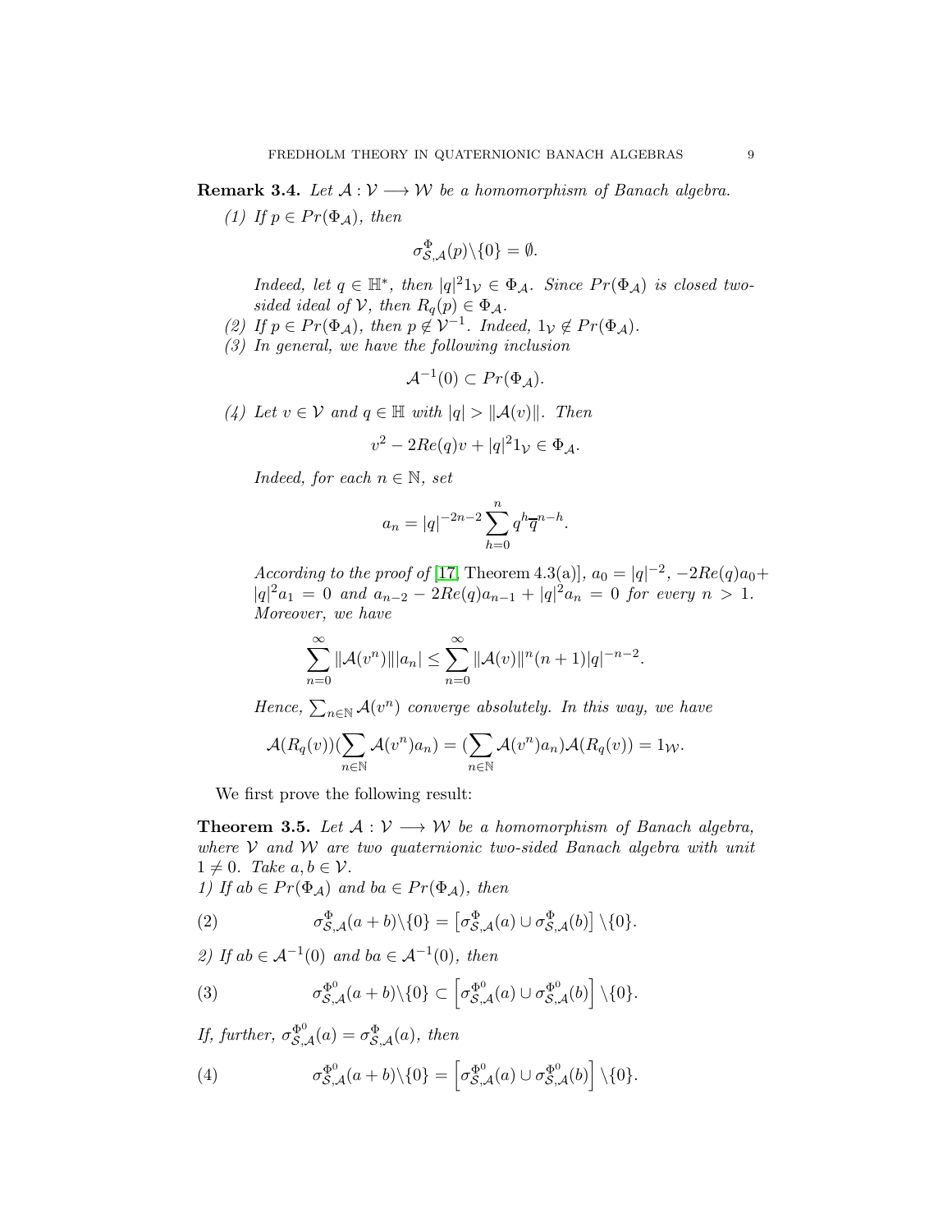**Remark 3.4.** *Let $\mathcal{A} : \mathcal{V} \longrightarrow \mathcal{W}$ be a homomorphism of Banach algebra.*

*(1) If $p \in Pr(\Phi_{\mathcal{A}})$, then*

$$\sigma^{\Phi}_{\mathcal{S},\mathcal{A}}(p)\backslash\{0\} = \emptyset.$$

*Indeed, let $q \in \mathbb{H}^*$, then $|q|^2 1_{\mathcal{V}} \in \Phi_{\mathcal{A}}$. Since $Pr(\Phi_{\mathcal{A}})$ is closed two-sided ideal of $\mathcal{V}$, then $R_q(p) \in \Phi_{\mathcal{A}}$.*

*(2) If $p \in Pr(\Phi_{\mathcal{A}})$, then $p \notin \mathcal{V}^{-1}$. Indeed, $1_{\mathcal{V}} \notin Pr(\Phi_{\mathcal{A}})$.*

*(3) In general, we have the following inclusion*

$$\mathcal{A}^{-1}(0) \subset Pr(\Phi_{\mathcal{A}}).$$

*(4) Let $v \in \mathcal{V}$ and $q \in \mathbb{H}$ with $|q| > \|\mathcal{A}(v)\|$. Then*

$$v^2 - 2Re(q)v + |q|^2 1_{\mathcal{V}} \in \Phi_{\mathcal{A}}.$$

*Indeed, for each $n \in \mathbb{N}$, set*

$$a_n = |q|^{-2n-2} \sum_{h=0}^{n} q^h \overline{q}^{n-h}.$$

*According to the proof of* [17, Theorem 4.3(a)], *$a_0 = |q|^{-2}$, $-2Re(q)a_0 + |q|^2 a_1 = 0$ and $a_{n-2} - 2Re(q)a_{n-1} + |q|^2 a_n = 0$ for every $n > 1$. Moreover, we have*

$$\sum_{n=0}^{\infty} \|\mathcal{A}(v^n)\||a_n| \leq \sum_{n=0}^{\infty} \|\mathcal{A}(v)\|^n (n+1)|q|^{-n-2}.$$

*Hence, $\sum_{n\in\mathbb{N}} \mathcal{A}(v^n)$ converge absolutely. In this way, we have*

$$\mathcal{A}(R_q(v))(\sum_{n\in\mathbb{N}} \mathcal{A}(v^n)a_n) = (\sum_{n\in\mathbb{N}} \mathcal{A}(v^n)a_n)\mathcal{A}(R_q(v)) = 1_{\mathcal{W}}.$$

We first prove the following result:

**Theorem 3.5.** *Let $\mathcal{A} : \mathcal{V} \longrightarrow \mathcal{W}$ be a homomorphism of Banach algebra, where $\mathcal{V}$ and $\mathcal{W}$ are two quaternionic two-sided Banach algebra with unit $1 \neq 0$. Take $a, b \in \mathcal{V}$.*

*1) If $ab \in Pr(\Phi_{\mathcal{A}})$ and $ba \in Pr(\Phi_{\mathcal{A}})$, then*

$$\sigma^{\Phi}_{\mathcal{S},\mathcal{A}}(a+b)\backslash\{0\} = \left[\sigma^{\Phi}_{\mathcal{S},\mathcal{A}}(a) \cup \sigma^{\Phi}_{\mathcal{S},\mathcal{A}}(b)\right]\backslash\{0\}. \tag{2}$$

*2) If $ab \in \mathcal{A}^{-1}(0)$ and $ba \in \mathcal{A}^{-1}(0)$, then*

$$\sigma^{\Phi^0}_{\mathcal{S},\mathcal{A}}(a+b)\backslash\{0\} \subset \left[\sigma^{\Phi^0}_{\mathcal{S},\mathcal{A}}(a) \cup \sigma^{\Phi^0}_{\mathcal{S},\mathcal{A}}(b)\right]\backslash\{0\}. \tag{3}$$

*If, further, $\sigma^{\Phi^0}_{\mathcal{S},\mathcal{A}}(a) = \sigma^{\Phi}_{\mathcal{S},\mathcal{A}}(a)$, then*

$$\sigma^{\Phi^0}_{\mathcal{S},\mathcal{A}}(a+b)\backslash\{0\} = \left[\sigma^{\Phi^0}_{\mathcal{S},\mathcal{A}}(a) \cup \sigma^{\Phi^0}_{\mathcal{S},\mathcal{A}}(b)\right]\backslash\{0\}. \tag{4}$$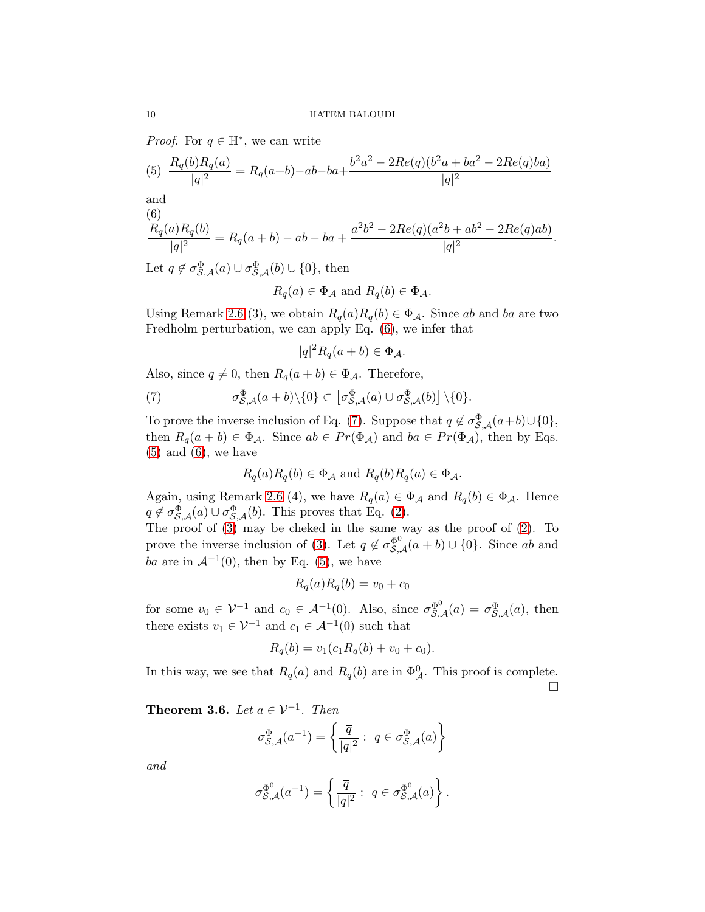*Proof.* For $q \in \mathbb{H}^*$, we can write

$$\frac{R_q(b)R_q(a)}{|q|^2} = R_q(a+b) - ab - ba + \frac{b^2a^2 - 2Re(q)(b^2a + ba^2 - 2Re(q)ba)}{|q|^2} \tag{5}$$

and

$$\frac{R_q(a)R_q(b)}{|q|^2} = R_q(a+b) - ab - ba + \frac{a^2b^2 - 2Re(q)(a^2b + ab^2 - 2Re(q)ab)}{|q|^2}. \tag{6}$$

Let $q \notin \sigma^{\Phi}_{\mathcal{S},\mathcal{A}}(a) \cup \sigma^{\Phi}_{\mathcal{S},\mathcal{A}}(b) \cup \{0\}$, then

$$R_q(a) \in \Phi_{\mathcal{A}} \text{ and } R_q(b) \in \Phi_{\mathcal{A}}.$$

Using Remark 2.6 (3), we obtain $R_q(a)R_q(b) \in \Phi_{\mathcal{A}}$. Since $ab$ and $ba$ are two Fredholm perturbation, we can apply Eq. (6), we infer that

$$|q|^2 R_q(a+b) \in \Phi_{\mathcal{A}}.$$

Also, since $q \neq 0$, then $R_q(a+b) \in \Phi_{\mathcal{A}}$. Therefore,

$$\sigma^{\Phi}_{\mathcal{S},\mathcal{A}}(a+b)\backslash\{0\} \subset \left[\sigma^{\Phi}_{\mathcal{S},\mathcal{A}}(a) \cup \sigma^{\Phi}_{\mathcal{S},\mathcal{A}}(b)\right] \backslash \{0\}. \tag{7}$$

To prove the inverse inclusion of Eq. (7). Suppose that $q \notin \sigma^{\Phi}_{\mathcal{S},\mathcal{A}}(a+b) \cup \{0\}$, then $R_q(a+b) \in \Phi_{\mathcal{A}}$. Since $ab \in Pr(\Phi_{\mathcal{A}})$ and $ba \in Pr(\Phi_{\mathcal{A}})$, then by Eqs. (5) and (6), we have

$$R_q(a)R_q(b) \in \Phi_{\mathcal{A}} \text{ and } R_q(b)R_q(a) \in \Phi_{\mathcal{A}}.$$

Again, using Remark 2.6 (4), we have $R_q(a) \in \Phi_{\mathcal{A}}$ and $R_q(b) \in \Phi_{\mathcal{A}}$. Hence $q \notin \sigma^{\Phi}_{\mathcal{S},\mathcal{A}}(a) \cup \sigma^{\Phi}_{\mathcal{S},\mathcal{A}}(b)$. This proves that Eq. (2).

The proof of (3) may be cheked in the same way as the proof of (2). To prove the inverse inclusion of (3). Let $q \notin \sigma^{\Phi^0}_{\mathcal{S},\mathcal{A}}(a+b) \cup \{0\}$. Since $ab$ and $ba$ are in $\mathcal{A}^{-1}(0)$, then by Eq. (5), we have

$$R_q(a)R_q(b) = v_0 + c_0$$

for some $v_0 \in \mathcal{V}^{-1}$ and $c_0 \in \mathcal{A}^{-1}(0)$. Also, since $\sigma^{\Phi^0}_{\mathcal{S},\mathcal{A}}(a) = \sigma^{\Phi}_{\mathcal{S},\mathcal{A}}(a)$, then there exists $v_1 \in \mathcal{V}^{-1}$ and $c_1 \in \mathcal{A}^{-1}(0)$ such that

$$R_q(b) = v_1(c_1 R_q(b) + v_0 + c_0).$$

In this way, we see that $R_q(a)$ and $R_q(b)$ are in $\Phi^0_{\mathcal{A}}$. This proof is complete. $\square$

**Theorem 3.6.** *Let $a \in \mathcal{V}^{-1}$. Then*

$$\sigma^{\Phi}_{\mathcal{S},\mathcal{A}}(a^{-1}) = \left\{ \frac{\overline{q}}{|q|^2} : \; q \in \sigma^{\Phi}_{\mathcal{S},\mathcal{A}}(a) \right\}$$

*and*

$$\sigma^{\Phi^0}_{\mathcal{S},\mathcal{A}}(a^{-1}) = \left\{ \frac{\overline{q}}{|q|^2} : \; q \in \sigma^{\Phi^0}_{\mathcal{S},\mathcal{A}}(a) \right\}.$$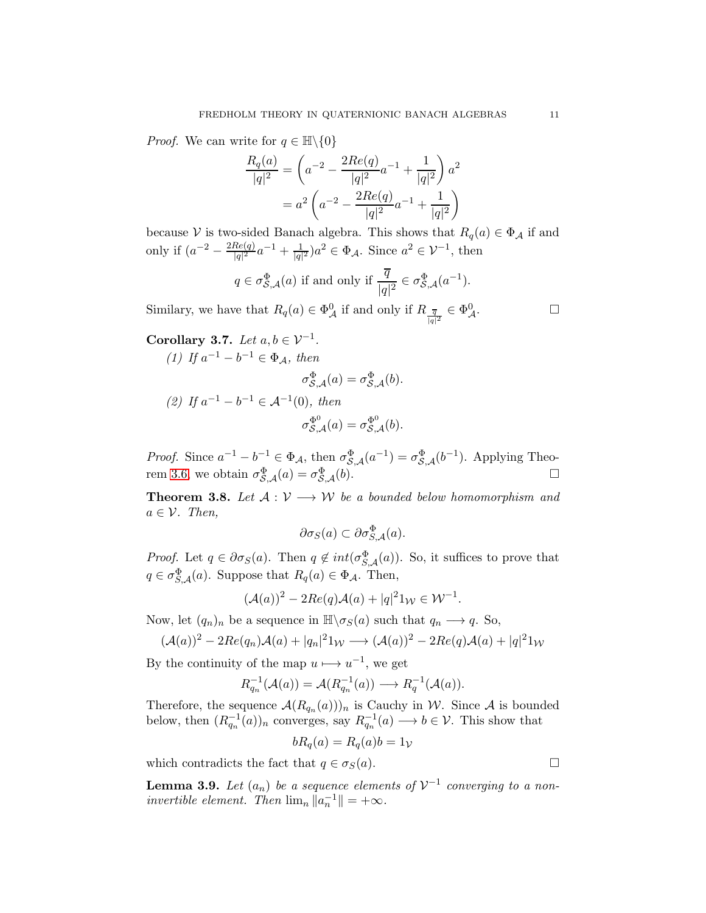*Proof.* We can write for $q \in \mathbb{H}\backslash\{0\}$

$$
\begin{aligned}
\frac{R_q(a)}{|q|^2} &= \left(a^{-2} - \frac{2Re(q)}{|q|^2}a^{-1} + \frac{1}{|q|^2}\right)a^2 \\
&= a^2\left(a^{-2} - \frac{2Re(q)}{|q|^2}a^{-1} + \frac{1}{|q|^2}\right)
\end{aligned}
$$

because $\mathcal{V}$ is two-sided Banach algebra. This shows that $R_q(a) \in \Phi_{\mathcal{A}}$ if and only if $(a^{-2} - \frac{2Re(q)}{|q|^2}a^{-1} + \frac{1}{|q|^2})a^2 \in \Phi_{\mathcal{A}}$. Since $a^2 \in \mathcal{V}^{-1}$, then

$$
q \in \sigma^{\Phi}_{\mathcal{S},\mathcal{A}}(a) \text{ if and only if } \frac{\overline{q}}{|q|^2} \in \sigma^{\Phi}_{\mathcal{S},\mathcal{A}}(a^{-1}).
$$

Similary, we have that $R_q(a) \in \Phi^0_{\mathcal{A}}$ if and only if $R_{\frac{\overline{q}}{|q|^2}} \in \Phi^0_{\mathcal{A}}$. □

**Corollary 3.7.** *Let $a, b \in \mathcal{V}^{-1}$.*

*(1) If $a^{-1} - b^{-1} \in \Phi_{\mathcal{A}}$, then*

$$
\sigma^{\Phi}_{\mathcal{S},\mathcal{A}}(a) = \sigma^{\Phi}_{\mathcal{S},\mathcal{A}}(b).
$$

*(2) If $a^{-1} - b^{-1} \in \mathcal{A}^{-1}(0)$, then*

$$
\sigma^{\Phi^0}_{\mathcal{S},\mathcal{A}}(a) = \sigma^{\Phi^0}_{\mathcal{S},\mathcal{A}}(b).
$$

*Proof.* Since $a^{-1} - b^{-1} \in \Phi_{\mathcal{A}}$, then $\sigma^{\Phi}_{\mathcal{S},\mathcal{A}}(a^{-1}) = \sigma^{\Phi}_{\mathcal{S},\mathcal{A}}(b^{-1})$. Applying Theorem 3.6, we obtain $\sigma^{\Phi}_{\mathcal{S},\mathcal{A}}(a) = \sigma^{\Phi}_{\mathcal{S},\mathcal{A}}(b)$. □

**Theorem 3.8.** *Let $\mathcal{A} : \mathcal{V} \longrightarrow \mathcal{W}$ be a bounded below homomorphism and $a \in \mathcal{V}$. Then,*

$$
\partial\sigma_S(a) \subset \partial\sigma^{\Phi}_{\mathcal{S},\mathcal{A}}(a).
$$

*Proof.* Let $q \in \partial\sigma_S(a)$. Then $q \notin int(\sigma^{\Phi}_{\mathcal{S},\mathcal{A}}(a))$. So, it suffices to prove that $q \in \sigma^{\Phi}_{\mathcal{S},\mathcal{A}}(a)$. Suppose that $R_q(a) \in \Phi_{\mathcal{A}}$. Then,

$$
(\mathcal{A}(a))^2 - 2Re(q)\mathcal{A}(a) + |q|^2 1_{\mathcal{W}} \in \mathcal{W}^{-1}.
$$

Now, let $(q_n)_n$ be a sequence in $\mathbb{H}\backslash\sigma_S(a)$ such that $q_n \longrightarrow q$. So,

$$
(\mathcal{A}(a))^2 - 2Re(q_n)\mathcal{A}(a) + |q_n|^2 1_{\mathcal{W}} \longrightarrow (\mathcal{A}(a))^2 - 2Re(q)\mathcal{A}(a) + |q|^2 1_{\mathcal{W}}
$$

By the continuity of the map $u \longmapsto u^{-1}$, we get

$$
R^{-1}_{q_n}(\mathcal{A}(a)) = \mathcal{A}(R^{-1}_{q_n}(a)) \longrightarrow R^{-1}_q(\mathcal{A}(a)).
$$

Therefore, the sequence $\mathcal{A}(R_{q_n}(a)))_n$ is Cauchy in $\mathcal{W}$. Since $\mathcal{A}$ is bounded below, then $(R^{-1}_{q_n}(a))_n$ converges, say $R^{-1}_{q_n}(a) \longrightarrow b \in \mathcal{V}$. This show that

$$
bR_q(a) = R_q(a)b = 1_{\mathcal{V}}
$$

which contradicts the fact that $q \in \sigma_S(a)$. □

**Lemma 3.9.** *Let $(a_n)$ be a sequence elements of $\mathcal{V}^{-1}$ converging to a non-invertible element. Then $\lim_n \|a_n^{-1}\| = +\infty$.*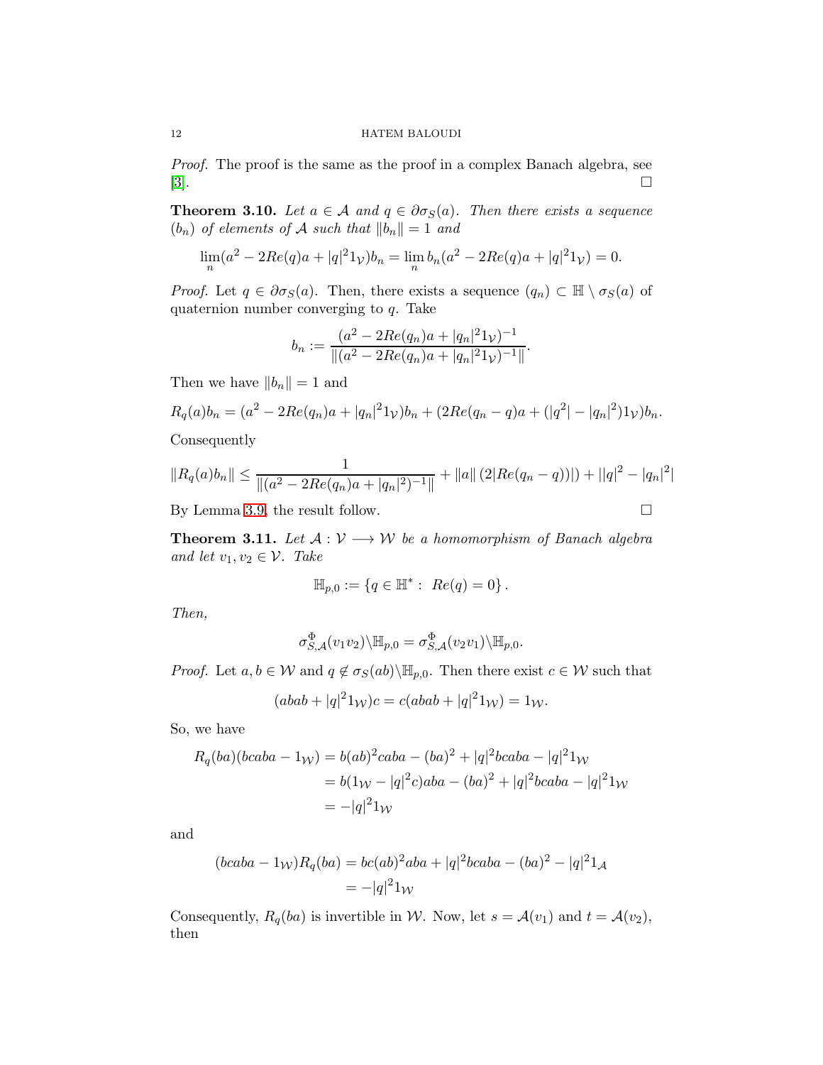*Proof.* The proof is the same as the proof in a complex Banach algebra, see [3]. $\square$

**Theorem 3.10.** *Let $a \in \mathcal{A}$ and $q \in \partial\sigma_S(a)$. Then there exists a sequence $(b_n)$ of elements of $\mathcal{A}$ such that $\|b_n\| = 1$ and*

$$\lim_n (a^2 - 2Re(q)a + |q|^2 1_{\mathcal{V}})b_n = \lim_n b_n(a^2 - 2Re(q)a + |q|^2 1_{\mathcal{V}}) = 0.$$

*Proof.* Let $q \in \partial\sigma_S(a)$. Then, there exists a sequence $(q_n) \subset \mathbb{H} \setminus \sigma_S(a)$ of quaternion number converging to $q$. Take

$$b_n := \frac{(a^2 - 2Re(q_n)a + |q_n|^2 1_{\mathcal{V}})^{-1}}{\|(a^2 - 2Re(q_n)a + |q_n|^2 1_{\mathcal{V}})^{-1}\|}.$$

Then we have $\|b_n\| = 1$ and

$$R_q(a)b_n = (a^2 - 2Re(q_n)a + |q_n|^2 1_{\mathcal{V}})b_n + (2Re(q_n - q)a + (|q^2| - |q_n|^2)1_{\mathcal{V}})b_n.$$

Consequently

$$\|R_q(a)b_n\| \leq \frac{1}{\|(a^2 - 2Re(q_n)a + |q_n|^2)^{-1}\|} + \|a\|\,(2|Re(q_n - q))|) + ||q|^2 - |q_n|^2|$$

By Lemma 3.9, the result follow. $\square$

**Theorem 3.11.** *Let $\mathcal{A} : \mathcal{V} \longrightarrow \mathcal{W}$ be a homomorphism of Banach algebra and let $v_1, v_2 \in \mathcal{V}$. Take*

$$\mathbb{H}_{p,0} := \{q \in \mathbb{H}^* : \ Re(q) = 0\}.$$

*Then,*

$$\sigma^{\Phi}_{S,\mathcal{A}}(v_1v_2)\backslash\mathbb{H}_{p,0} = \sigma^{\Phi}_{S,\mathcal{A}}(v_2v_1)\backslash\mathbb{H}_{p,0}.$$

*Proof.* Let $a, b \in \mathcal{W}$ and $q \notin \sigma_S(ab)\backslash\mathbb{H}_{p,0}$. Then there exist $c \in \mathcal{W}$ such that

$$(abab + |q|^2 1_{\mathcal{W}})c = c(abab + |q|^2 1_{\mathcal{W}}) = 1_{\mathcal{W}}.$$

So, we have

$$\begin{aligned}
R_q(ba)(bcaba - 1_{\mathcal{W}}) &= b(ab)^2caba - (ba)^2 + |q|^2bcaba - |q|^2 1_{\mathcal{W}} \\
&= b(1_{\mathcal{W}} - |q|^2c)aba - (ba)^2 + |q|^2bcaba - |q|^2 1_{\mathcal{W}} \\
&= -|q|^2 1_{\mathcal{W}}
\end{aligned}$$

and

$$\begin{aligned}
(bcaba - 1_{\mathcal{W}})R_q(ba) &= bc(ab)^2aba + |q|^2bcaba - (ba)^2 - |q|^2 1_{\mathcal{A}} \\
&= -|q|^2 1_{\mathcal{W}}
\end{aligned}$$

Consequently, $R_q(ba)$ is invertible in $\mathcal{W}$. Now, let $s = \mathcal{A}(v_1)$ and $t = \mathcal{A}(v_2)$, then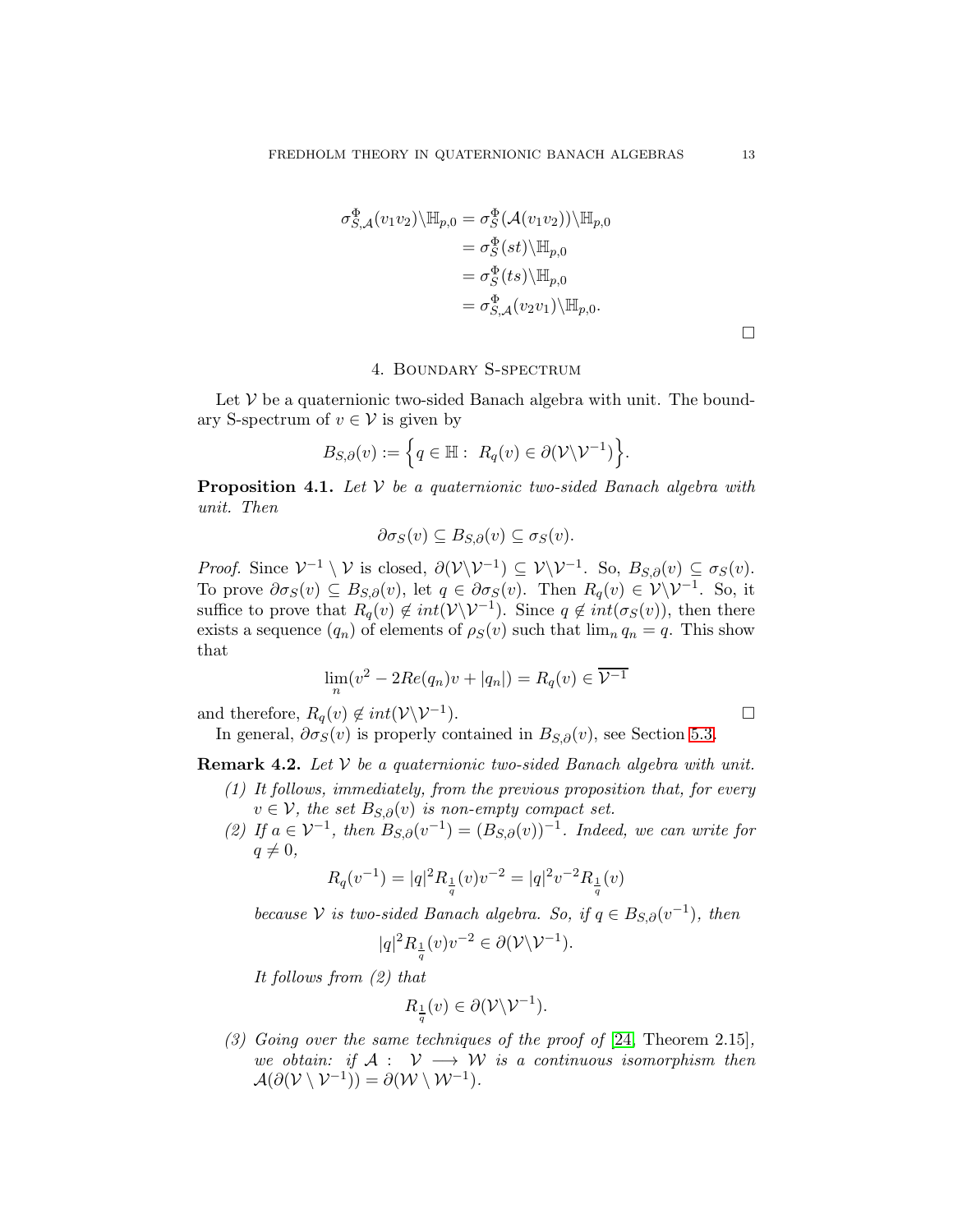$$
\begin{aligned}
\sigma^{\Phi}_{S,\mathcal{A}}(v_1v_2)\backslash\mathbb{H}_{p,0} &= \sigma^{\Phi}_{S}(\mathcal{A}(v_1v_2))\backslash\mathbb{H}_{p,0} \\
&= \sigma^{\Phi}_{S}(st)\backslash\mathbb{H}_{p,0} \\
&= \sigma^{\Phi}_{S}(ts)\backslash\mathbb{H}_{p,0} \\
&= \sigma^{\Phi}_{S,\mathcal{A}}(v_2v_1)\backslash\mathbb{H}_{p,0}.
\end{aligned}
$$

□

## 4. Boundary S-spectrum

Let $\mathcal{V}$ be a quaternionic two-sided Banach algebra with unit. The boundary S-spectrum of $v \in \mathcal{V}$ is given by

$$
B_{S,\partial}(v) := \Big\{ q \in \mathbb{H} : \ R_q(v) \in \partial(\mathcal{V}\backslash\mathcal{V}^{-1}) \Big\}.
$$

**Proposition 4.1.** *Let $\mathcal{V}$ be a quaternionic two-sided Banach algebra with unit. Then*

$$
\partial\sigma_S(v) \subseteq B_{S,\partial}(v) \subseteq \sigma_S(v).
$$

*Proof.* Since $\mathcal{V}^{-1} \setminus \mathcal{V}$ is closed, $\partial(\mathcal{V}\backslash\mathcal{V}^{-1}) \subseteq \mathcal{V}\backslash\mathcal{V}^{-1}$. So, $B_{S,\partial}(v) \subseteq \sigma_S(v)$. To prove $\partial\sigma_S(v) \subseteq B_{S,\partial}(v)$, let $q \in \partial\sigma_S(v)$. Then $R_q(v) \in \mathcal{V}\backslash\mathcal{V}^{-1}$. So, it suffice to prove that $R_q(v) \notin int(\mathcal{V}\backslash\mathcal{V}^{-1})$. Since $q \notin int(\sigma_S(v))$, then there exists a sequence $(q_n)$ of elements of $\rho_S(v)$ such that $\lim_n q_n = q$. This show that

$$
\lim_n (v^2 - 2Re(q_n)v + |q_n|) = R_q(v) \in \overline{\mathcal{V}^{-1}}
$$

and therefore, $R_q(v) \notin int(\mathcal{V}\backslash\mathcal{V}^{-1})$. □

In general, $\partial\sigma_S(v)$ is properly contained in $B_{S,\partial}(v)$, see Section 5.3.

**Remark 4.2.** *Let $\mathcal{V}$ be a quaternionic two-sided Banach algebra with unit.*

*(1) It follows, immediately, from the previous proposition that, for every $v \in \mathcal{V}$, the set $B_{S,\partial}(v)$ is non-empty compact set.*

*(2) If $a \in \mathcal{V}^{-1}$, then $B_{S,\partial}(v^{-1}) = (B_{S,\partial}(v))^{-1}$. Indeed, we can write for $q \neq 0$,*

$$
R_q(v^{-1}) = |q|^2 R_{\frac{1}{q}}(v)v^{-2} = |q|^2 v^{-2} R_{\frac{1}{q}}(v)
$$

*because $\mathcal{V}$ is two-sided Banach algebra. So, if $q \in B_{S,\partial}(v^{-1})$, then*

$$
|q|^2 R_{\frac{1}{q}}(v)v^{-2} \in \partial(\mathcal{V}\backslash\mathcal{V}^{-1}).
$$

*It follows from (2) that*

$$
R_{\frac{1}{q}}(v) \in \partial(\mathcal{V}\backslash\mathcal{V}^{-1}).
$$

*(3) Going over the same techniques of the proof of [24, Theorem 2.15], we obtain: if $\mathcal{A} : \ \mathcal{V} \longrightarrow \mathcal{W}$ is a continuous isomorphism then $\mathcal{A}(\partial(\mathcal{V}\setminus\mathcal{V}^{-1})) = \partial(\mathcal{W}\setminus\mathcal{W}^{-1})$.*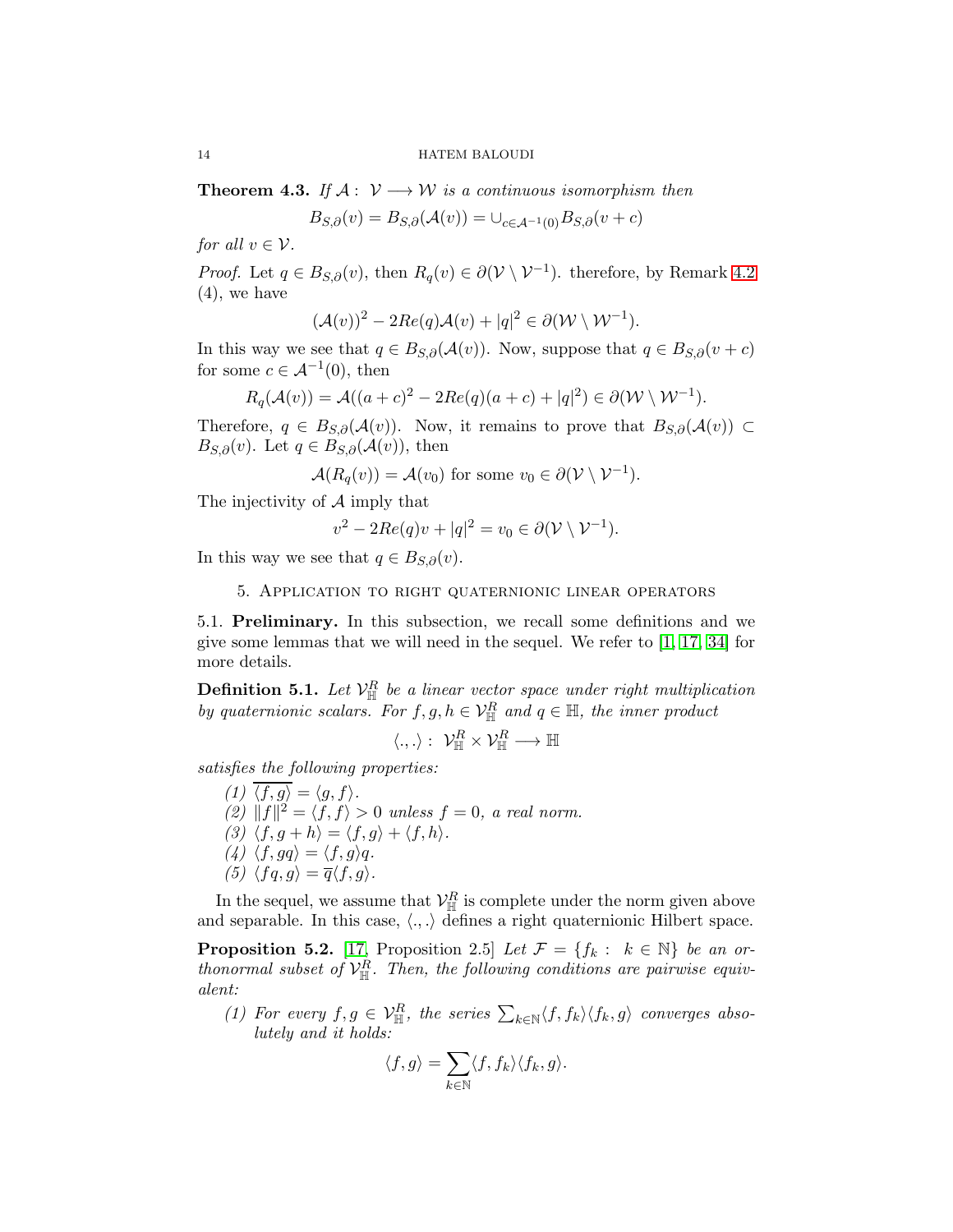**Theorem 4.3.** *If $\mathcal{A}: \mathcal{V} \longrightarrow \mathcal{W}$ is a continuous isomorphism then*

$$B_{S,\partial}(v) = B_{S,\partial}(\mathcal{A}(v)) = \cup_{c\in \mathcal{A}^{-1}(0)} B_{S,\partial}(v+c)$$

*for all $v \in \mathcal{V}$.*

*Proof.* Let $q \in B_{S,\partial}(v)$, then $R_q(v) \in \partial(\mathcal{V} \setminus \mathcal{V}^{-1})$. therefore, by Remark 4.2 (4), we have

$$(\mathcal{A}(v))^2 - 2Re(q)\mathcal{A}(v) + |q|^2 \in \partial(\mathcal{W} \setminus \mathcal{W}^{-1}).$$

In this way we see that $q \in B_{S,\partial}(\mathcal{A}(v))$. Now, suppose that $q \in B_{S,\partial}(v+c)$ for some $c \in \mathcal{A}^{-1}(0)$, then

$$R_q(\mathcal{A}(v)) = \mathcal{A}((a+c)^2 - 2Re(q)(a+c) + |q|^2) \in \partial(\mathcal{W} \setminus \mathcal{W}^{-1}).$$

Therefore, $q \in B_{S,\partial}(\mathcal{A}(v))$. Now, it remains to prove that $B_{S,\partial}(\mathcal{A}(v)) \subset B_{S,\partial}(v)$. Let $q \in B_{S,\partial}(\mathcal{A}(v))$, then

$$\mathcal{A}(R_q(v)) = \mathcal{A}(v_0) \text{ for some } v_0 \in \partial(\mathcal{V} \setminus \mathcal{V}^{-1}).$$

The injectivity of $\mathcal{A}$ imply that

$$v^2 - 2Re(q)v + |q|^2 = v_0 \in \partial(\mathcal{V} \setminus \mathcal{V}^{-1}).$$

In this way we see that $q \in B_{S,\partial}(v)$.

## 5. Application to right quaternionic linear operators

### 5.1. Preliminary.

In this subsection, we recall some definitions and we give some lemmas that we will need in the sequel. We refer to [1, 17, 34] for more details.

**Definition 5.1.** *Let $\mathcal{V}_{\mathbb{H}}^R$ be a linear vector space under right multiplication by quaternionic scalars. For $f, g, h \in \mathcal{V}_{\mathbb{H}}^R$ and $q \in \mathbb{H}$, the inner product*

$$\langle .,. \rangle : \mathcal{V}_{\mathbb{H}}^R \times \mathcal{V}_{\mathbb{H}}^R \longrightarrow \mathbb{H}$$

*satisfies the following properties:*

1. *$\overline{\langle f, g \rangle} = \langle g, f \rangle$.*
2. *$\|f\|^2 = \langle f, f \rangle > 0$ unless $f = 0$, a real norm.*
3. *$\langle f, g + h \rangle = \langle f, g \rangle + \langle f, h \rangle$.*
4. *$\langle f, gq \rangle = \langle f, g \rangle q$.*
5. *$\langle fq, g \rangle = \overline{q} \langle f, g \rangle$.*

In the sequel, we assume that $\mathcal{V}_{\mathbb{H}}^R$ is complete under the norm given above and separable. In this case, $\langle .,. \rangle$ defines a right quaternionic Hilbert space.

**Proposition 5.2.** [17, Proposition 2.5] *Let $\mathcal{F} = \{f_k : k \in \mathbb{N}\}$ be an orthonormal subset of $\mathcal{V}_{\mathbb{H}}^R$. Then, the following conditions are pairwise equivalent:*

1. *For every $f, g \in \mathcal{V}_{\mathbb{H}}^R$, the series $\sum_{k\in\mathbb{N}} \langle f, f_k \rangle \langle f_k, g \rangle$ converges absolutely and it holds:*

$$\langle f, g \rangle = \sum_{k\in\mathbb{N}} \langle f, f_k \rangle \langle f_k, g \rangle.$$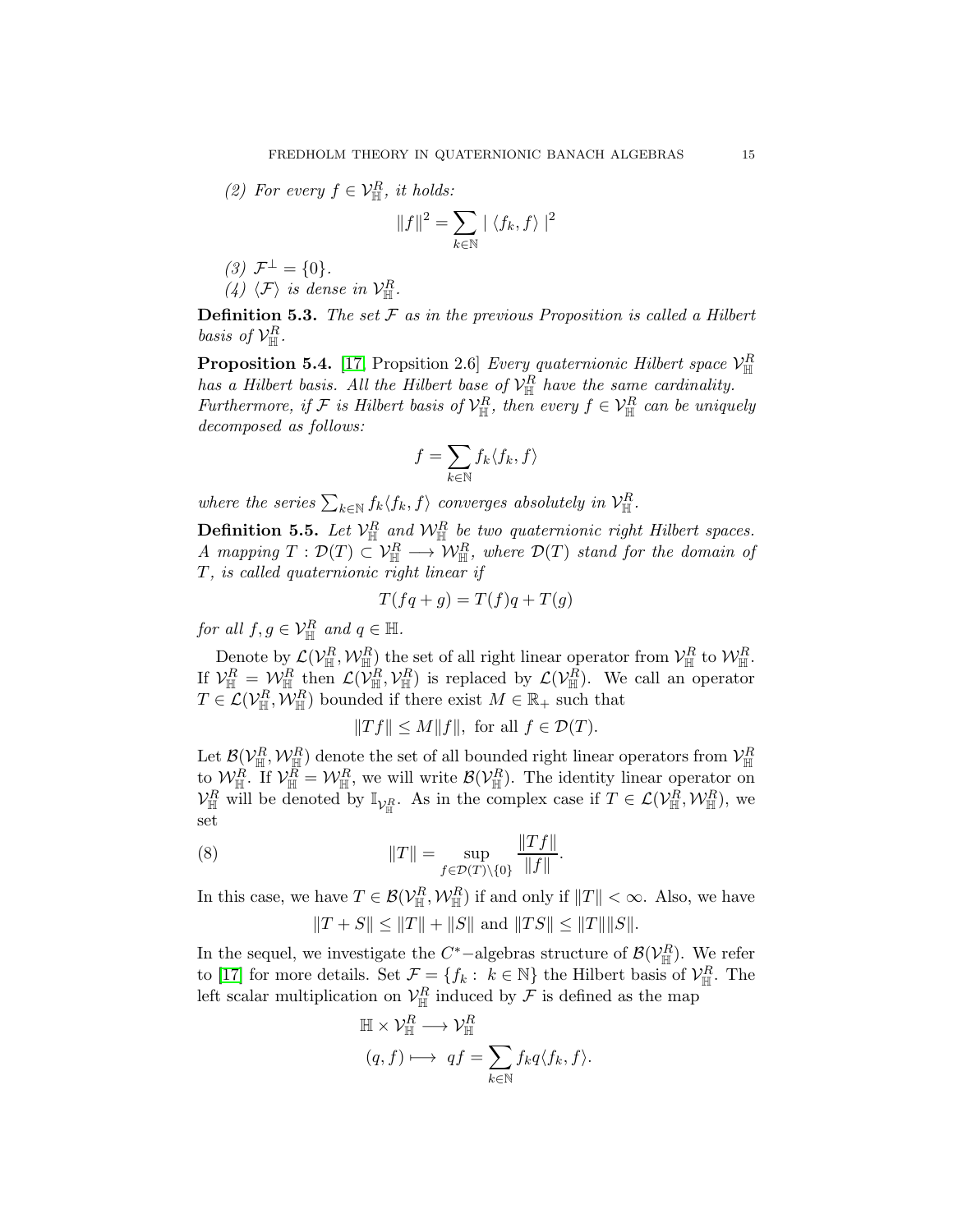(2) *For every $f \in \mathcal{V}_{\mathbb{H}}^{R}$, it holds:*

$$\|f\|^2 = \sum_{k\in\mathbb{N}} \mid \langle f_k, f\rangle \mid^2$$

(3) $\mathcal{F}^{\perp} = \{0\}$.

(4) $\langle \mathcal{F}\rangle$ *is dense in* $\mathcal{V}_{\mathbb{H}}^{R}$.

**Definition 5.3.** *The set $\mathcal{F}$ as in the previous Proposition is called a Hilbert basis of $\mathcal{V}_{\mathbb{H}}^{R}$.*

**Proposition 5.4.** [17, Propsition 2.6] *Every quaternionic Hilbert space $\mathcal{V}_{\mathbb{H}}^{R}$ has a Hilbert basis. All the Hilbert base of $\mathcal{V}_{\mathbb{H}}^{R}$ have the same cardinality. Furthermore, if $\mathcal{F}$ is Hilbert basis of $\mathcal{V}_{\mathbb{H}}^{R}$, then every $f \in \mathcal{V}_{\mathbb{H}}^{R}$ can be uniquely decomposed as follows:*

$$f = \sum_{k\in\mathbb{N}} f_k \langle f_k, f\rangle$$

*where the series $\sum_{k\in\mathbb{N}} f_k\langle f_k, f\rangle$ converges absolutely in $\mathcal{V}_{\mathbb{H}}^{R}$.*

**Definition 5.5.** *Let $\mathcal{V}_{\mathbb{H}}^{R}$ and $\mathcal{W}_{\mathbb{H}}^{R}$ be two quaternionic right Hilbert spaces. A mapping $T : \mathcal{D}(T) \subset \mathcal{V}_{\mathbb{H}}^{R} \longrightarrow \mathcal{W}_{\mathbb{H}}^{R}$, where $\mathcal{D}(T)$ stand for the domain of $T$, is called quaternionic right linear if*

$$T(fq + g) = T(f)q + T(g)$$

*for all $f, g \in \mathcal{V}_{\mathbb{H}}^{R}$ and $q \in \mathbb{H}$.*

Denote by $\mathcal{L}(\mathcal{V}_{\mathbb{H}}^{R}, \mathcal{W}_{\mathbb{H}}^{R})$ the set of all right linear operator from $\mathcal{V}_{\mathbb{H}}^{R}$ to $\mathcal{W}_{\mathbb{H}}^{R}$. If $\mathcal{V}_{\mathbb{H}}^{R} = \mathcal{W}_{\mathbb{H}}^{R}$ then $\mathcal{L}(\mathcal{V}_{\mathbb{H}}^{R}, \mathcal{V}_{\mathbb{H}}^{R})$ is replaced by $\mathcal{L}(\mathcal{V}_{\mathbb{H}}^{R})$. We call an operator $T \in \mathcal{L}(\mathcal{V}_{\mathbb{H}}^{R}, \mathcal{W}_{\mathbb{H}}^{R})$ bounded if there exist $M \in \mathbb{R}_+$ such that

$$\|Tf\| \leq M\|f\|, \text{ for all } f \in \mathcal{D}(T).$$

Let $\mathcal{B}(\mathcal{V}_{\mathbb{H}}^{R}, \mathcal{W}_{\mathbb{H}}^{R})$ denote the set of all bounded right linear operators from $\mathcal{V}_{\mathbb{H}}^{R}$ to $\mathcal{W}_{\mathbb{H}}^{R}$. If $\mathcal{V}_{\mathbb{H}}^{R} = \mathcal{W}_{\mathbb{H}}^{R}$, we will write $\mathcal{B}(\mathcal{V}_{\mathbb{H}}^{R})$. The identity linear operator on $\mathcal{V}_{\mathbb{H}}^{R}$ will be denoted by $\mathbb{I}_{\mathcal{V}_{\mathbb{H}}^{R}}$. As in the complex case if $T \in \mathcal{L}(\mathcal{V}_{\mathbb{H}}^{R}, \mathcal{W}_{\mathbb{H}}^{R})$, we set

$$\|T\| = \sup_{f\in\mathcal{D}(T)\setminus\{0\}} \frac{\|Tf\|}{\|f\|}. \tag{8}$$

In this case, we have $T \in \mathcal{B}(\mathcal{V}_{\mathbb{H}}^{R}, \mathcal{W}_{\mathbb{H}}^{R})$ if and only if $\|T\| < \infty$. Also, we have

$$\|T + S\| \leq \|T\| + \|S\| \text{ and } \|TS\| \leq \|T\|\|S\|.$$

In the sequel, we investigate the $C^*-$algebras structure of $\mathcal{B}(\mathcal{V}_{\mathbb{H}}^{R})$. We refer to [17] for more details. Set $\mathcal{F} = \{f_k : k \in \mathbb{N}\}$ the Hilbert basis of $\mathcal{V}_{\mathbb{H}}^{R}$. The left scalar multiplication on $\mathcal{V}_{\mathbb{H}}^{R}$ induced by $\mathcal{F}$ is defined as the map

$$\begin{aligned}
\mathbb{H} \times \mathcal{V}_{\mathbb{H}}^{R} &\longrightarrow \mathcal{V}_{\mathbb{H}}^{R} \\
(q, f) &\longmapsto \ qf = \sum_{k\in\mathbb{N}} f_k q\langle f_k, f\rangle.
\end{aligned}$$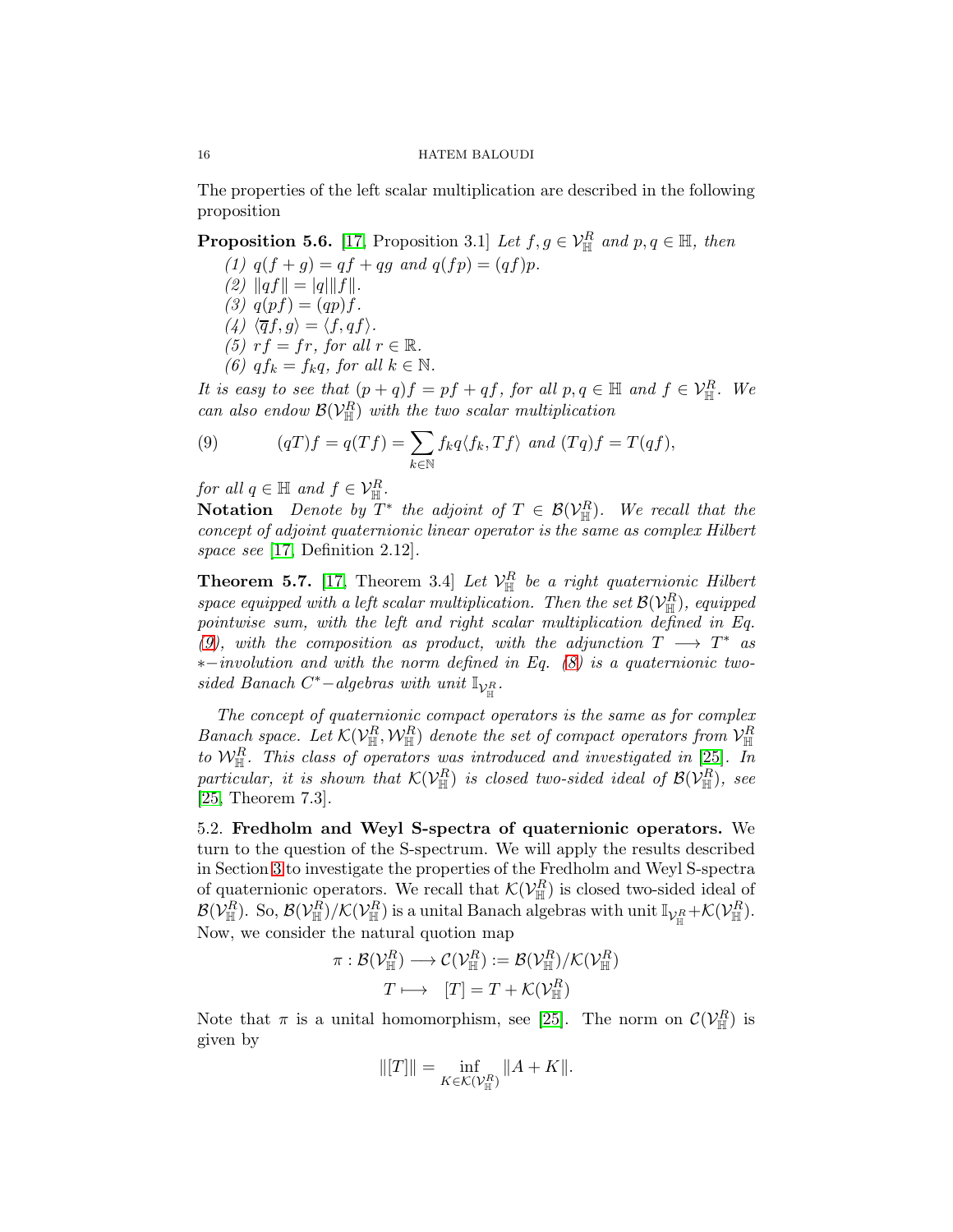The properties of the left scalar multiplication are described in the following proposition

**Proposition 5.6.** [17, Proposition 3.1] *Let $f, g \in \mathcal{V}_{\mathbb{H}}^R$ and $p, q \in \mathbb{H}$, then*

*(1) $q(f+g) = qf + qg$ and $q(fp) = (qf)p$.*
*(2) $\|qf\| = |q|\|f\|$.*
*(3) $q(pf) = (qp)f$.*
*(4) $\langle \overline{q}f, g\rangle = \langle f, qf\rangle$.*
*(5) $rf = fr$, for all $r \in \mathbb{R}$.*
*(6) $qf_k = f_k q$, for all $k \in \mathbb{N}$.*

*It is easy to see that $(p+q)f = pf + qf$, for all $p, q \in \mathbb{H}$ and $f \in \mathcal{V}_{\mathbb{H}}^R$. We can also endow $\mathcal{B}(\mathcal{V}_{\mathbb{H}}^R)$ with the two scalar multiplication*

$$(qT)f = q(Tf) = \sum_{k\in\mathbb{N}} f_k q\langle f_k, Tf\rangle \text{ and } (Tq)f = T(qf), \tag{9}$$

*for all $q \in \mathbb{H}$ and $f \in \mathcal{V}_{\mathbb{H}}^R$.*

**Notation** *Denote by $T^*$ the adjoint of $T \in \mathcal{B}(\mathcal{V}_{\mathbb{H}}^R)$. We recall that the concept of adjoint quaternionic linear operator is the same as complex Hilbert space see* [17, Definition 2.12].

**Theorem 5.7.** [17, Theorem 3.4] *Let $\mathcal{V}_{\mathbb{H}}^R$ be a right quaternionic Hilbert space equipped with a left scalar multiplication. Then the set $\mathcal{B}(\mathcal{V}_{\mathbb{H}}^R)$, equipped pointwise sum, with the left and right scalar multiplication defined in Eq. (9), with the composition as product, with the adjunction $T \longrightarrow T^*$ as $*-$involution and with the norm defined in Eq. (8) is a quaternionic two-sided Banach $C^*-$algebras with unit $\mathbb{I}_{\mathcal{V}_{\mathbb{H}}^R}$.*

*The concept of quaternionic compact operators is the same as for complex Banach space. Let $\mathcal{K}(\mathcal{V}_{\mathbb{H}}^R, \mathcal{W}_{\mathbb{H}}^R)$ denote the set of compact operators from $\mathcal{V}_{\mathbb{H}}^R$ to $\mathcal{W}_{\mathbb{H}}^R$. This class of operators was introduced and investigated in* [25]. *In particular, it is shown that $\mathcal{K}(\mathcal{V}_{\mathbb{H}}^R)$ is closed two-sided ideal of $\mathcal{B}(\mathcal{V}_{\mathbb{H}}^R)$, see* [25, Theorem 7.3].

5.2. **Fredholm and Weyl S-spectra of quaternionic operators.** We turn to the question of the S-spectrum. We will apply the results described in Section 3 to investigate the properties of the Fredholm and Weyl S-spectra of quaternionic operators. We recall that $\mathcal{K}(\mathcal{V}_{\mathbb{H}}^R)$ is closed two-sided ideal of $\mathcal{B}(\mathcal{V}_{\mathbb{H}}^R)$. So, $\mathcal{B}(\mathcal{V}_{\mathbb{H}}^R)/\mathcal{K}(\mathcal{V}_{\mathbb{H}}^R)$ is a unital Banach algebras with unit $\mathbb{I}_{\mathcal{V}_{\mathbb{H}}^R} + \mathcal{K}(\mathcal{V}_{\mathbb{H}}^R)$. Now, we consider the natural quotion map

$$\begin{aligned} \pi : \mathcal{B}(\mathcal{V}_{\mathbb{H}}^R) &\longrightarrow \mathcal{C}(\mathcal{V}_{\mathbb{H}}^R) := \mathcal{B}(\mathcal{V}_{\mathbb{H}}^R)/\mathcal{K}(\mathcal{V}_{\mathbb{H}}^R) \\ T &\longmapsto \quad [T] = T + \mathcal{K}(\mathcal{V}_{\mathbb{H}}^R) \end{aligned}$$

Note that $\pi$ is a unital homomorphism, see [25]. The norm on $\mathcal{C}(\mathcal{V}_{\mathbb{H}}^R)$ is given by

$$\|[T]\| = \inf_{K\in\mathcal{K}(\mathcal{V}_{\mathbb{H}}^R)} \|A + K\|.$$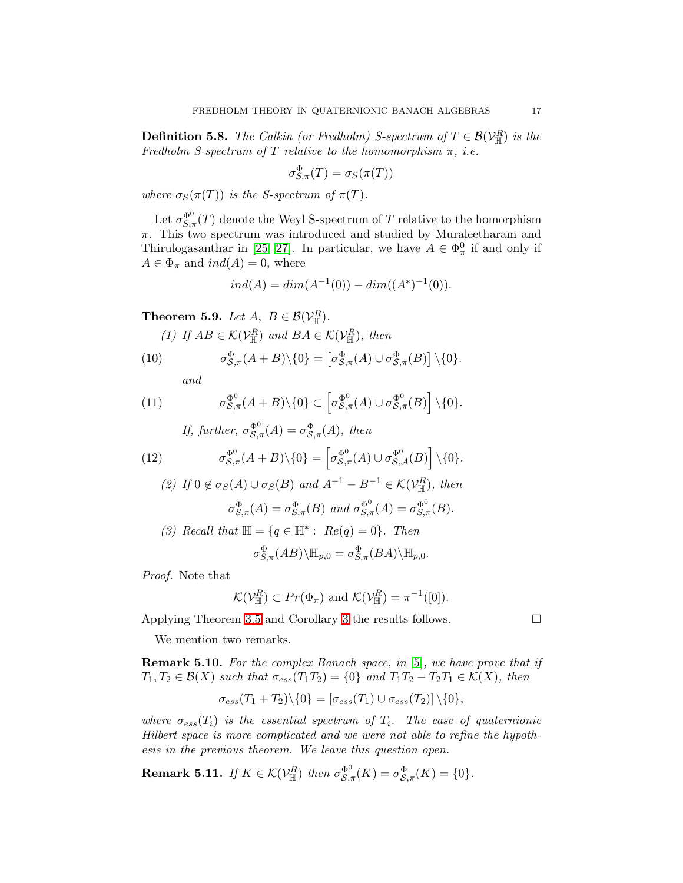**Definition 5.8.** *The Calkin (or Fredholm) S-spectrum of $T \in \mathcal{B}(\mathcal{V}_{\mathbb{H}}^R)$ is the Fredholm S-spectrum of $T$ relative to the homomorphism $\pi$, i.e.*

$$\sigma_{S,\pi}^{\Phi}(T) = \sigma_S(\pi(T))$$

*where $\sigma_S(\pi(T))$ is the S-spectrum of $\pi(T)$.*

Let $\sigma_{S,\pi}^{\Phi^0}(T)$ denote the Weyl S-spectrum of $T$ relative to the homorphism $\pi$. This two spectrum was introduced and studied by Muraleetharam and Thirulogasanthar in [25, 27]. In particular, we have $A \in \Phi_\pi^0$ if and only if $A \in \Phi_\pi$ and $ind(A) = 0$, where

$$ind(A) = dim(A^{-1}(0)) - dim((A^*)^{-1}(0)).$$

**Theorem 5.9.** *Let $A,\ B \in \mathcal{B}(\mathcal{V}_{\mathbb{H}}^R)$.*

*(1) If $AB \in \mathcal{K}(\mathcal{V}_{\mathbb{H}}^R)$ and $BA \in \mathcal{K}(\mathcal{V}_{\mathbb{H}}^R)$, then*

$$\sigma_{\mathcal{S},\pi}^{\Phi}(A+B)\backslash\{0\} = \left[\sigma_{\mathcal{S},\pi}^{\Phi}(A) \cup \sigma_{\mathcal{S},\pi}^{\Phi}(B)\right]\backslash\{0\}. \tag{10}$$

*and*

$$\sigma_{\mathcal{S},\pi}^{\Phi^0}(A+B)\backslash\{0\} \subset \left[\sigma_{\mathcal{S},\pi}^{\Phi^0}(A) \cup \sigma_{\mathcal{S},\pi}^{\Phi^0}(B)\right]\backslash\{0\}. \tag{11}$$

*If, further, $\sigma_{\mathcal{S},\pi}^{\Phi^0}(A) = \sigma_{\mathcal{S},\pi}^{\Phi}(A)$, then*

$$\sigma_{\mathcal{S},\pi}^{\Phi^0}(A+B)\backslash\{0\} = \left[\sigma_{\mathcal{S},\pi}^{\Phi^0}(A) \cup \sigma_{\mathcal{S},\mathcal{A}}^{\Phi^0}(B)\right]\backslash\{0\}. \tag{12}$$

*(2) If $0 \notin \sigma_S(A) \cup \sigma_S(B)$ and $A^{-1} - B^{-1} \in \mathcal{K}(\mathcal{V}_{\mathbb{H}}^R)$, then*

$$\sigma_{S,\pi}^{\Phi}(A) = \sigma_{S,\pi}^{\Phi}(B) \text{ and } \sigma_{S,\pi}^{\Phi^0}(A) = \sigma_{S,\pi}^{\Phi^0}(B).$$

*(3) Recall that $\mathbb{H} = \{q \in \mathbb{H}^* :\ Re(q) = 0\}$. Then*

$$\sigma_{S,\pi}^{\Phi}(AB)\backslash\mathbb{H}_{p,0} = \sigma_{S,\pi}^{\Phi}(BA)\backslash\mathbb{H}_{p,0}.$$

*Proof.* Note that

$$\mathcal{K}(\mathcal{V}_{\mathbb{H}}^R) \subset Pr(\Phi_\pi) \text{ and } \mathcal{K}(\mathcal{V}_{\mathbb{H}}^R) = \pi^{-1}([0]).$$

Applying Theorem 3.5 and Corollary 3 the results follows. □

We mention two remarks.

**Remark 5.10.** *For the complex Banach space, in [5], we have prove that if $T_1, T_2 \in \mathcal{B}(X)$ such that $\sigma_{ess}(T_1T_2) = \{0\}$ and $T_1T_2 - T_2T_1 \in \mathcal{K}(X)$, then*

$$\sigma_{ess}(T_1 + T_2)\backslash\{0\} = [\sigma_{ess}(T_1) \cup \sigma_{ess}(T_2)]\backslash\{0\},$$

*where $\sigma_{ess}(T_i)$ is the essential spectrum of $T_i$. The case of quaternionic Hilbert space is more complicated and we were not able to refine the hypothesis in the previous theorem. We leave this question open.*

**Remark 5.11.** *If $K \in \mathcal{K}(\mathcal{V}_{\mathbb{H}}^R)$ then $\sigma_{\mathcal{S},\pi}^{\Phi^0}(K) = \sigma_{\mathcal{S},\pi}^{\Phi}(K) = \{0\}$.*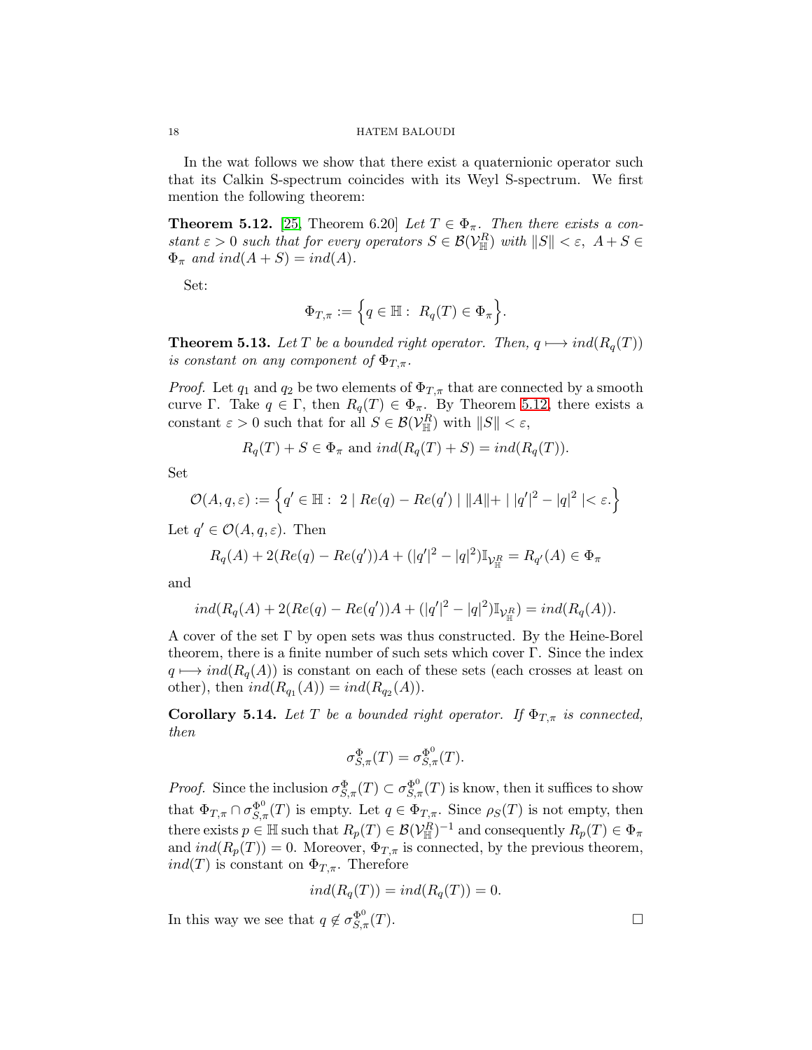In the wat follows we show that there exist a quaternionic operator such that its Calkin S-spectrum coincides with its Weyl S-spectrum. We first mention the following theorem:

**Theorem 5.12.** [25, Theorem 6.20] *Let $T \in \Phi_\pi$. Then there exists a constant $\varepsilon > 0$ such that for every operators $S \in \mathcal{B}(\mathcal{V}_{\mathbb{H}}^R)$ with $\|S\| < \varepsilon$, $A + S \in \Phi_\pi$ and $ind(A+S) = ind(A)$.*

Set:

$$\Phi_{T,\pi} := \Big\{ q \in \mathbb{H} : \ R_q(T) \in \Phi_\pi \Big\}.$$

**Theorem 5.13.** *Let $T$ be a bounded right operator. Then, $q \longmapsto ind(R_q(T))$ is constant on any component of $\Phi_{T,\pi}$.*

*Proof.* Let $q_1$ and $q_2$ be two elements of $\Phi_{T,\pi}$ that are connected by a smooth curve $\Gamma$. Take $q \in \Gamma$, then $R_q(T) \in \Phi_\pi$. By Theorem 5.12, there exists a constant $\varepsilon > 0$ such that for all $S \in \mathcal{B}(\mathcal{V}_{\mathbb{H}}^R)$ with $\|S\| < \varepsilon$,

$$R_q(T) + S \in \Phi_\pi \text{ and } ind(R_q(T) + S) = ind(R_q(T)).$$

Set

$$\mathcal{O}(A, q, \varepsilon) := \Big\{ q' \in \mathbb{H} : \ 2 \mid Re(q) - Re(q') \mid \|A\| + \mid |q'|^2 - |q|^2 \mid < \varepsilon. \Big\}$$

Let $q' \in \mathcal{O}(A, q, \varepsilon)$. Then

$$R_q(A) + 2(Re(q) - Re(q'))A + (|q'|^2 - |q|^2)\mathbb{I}_{\mathcal{V}_{\mathbb{H}}^R} = R_{q'}(A) \in \Phi_\pi$$

and

$$ind(R_q(A) + 2(Re(q) - Re(q'))A + (|q'|^2 - |q|^2)\mathbb{I}_{\mathcal{V}_{\mathbb{H}}^R}) = ind(R_q(A)).$$

A cover of the set $\Gamma$ by open sets was thus constructed. By the Heine-Borel theorem, there is a finite number of such sets which cover $\Gamma$. Since the index $q \longmapsto ind(R_q(A))$ is constant on each of these sets (each crosses at least on other), then $ind(R_{q_1}(A)) = ind(R_{q_2}(A))$.

**Corollary 5.14.** *Let $T$ be a bounded right operator. If $\Phi_{T,\pi}$ is connected, then*

$$\sigma_{S,\pi}^{\Phi}(T) = \sigma_{S,\pi}^{\Phi^0}(T).$$

*Proof.* Since the inclusion $\sigma_{S,\pi}^{\Phi}(T) \subset \sigma_{S,\pi}^{\Phi^0}(T)$ is know, then it suffices to show that $\Phi_{T,\pi} \cap \sigma_{S,\pi}^{\Phi^0}(T)$ is empty. Let $q \in \Phi_{T,\pi}$. Since $\rho_S(T)$ is not empty, then there exists $p \in \mathbb{H}$ such that $R_p(T) \in \mathcal{B}(\mathcal{V}_{\mathbb{H}}^R)^{-1}$ and consequently $R_p(T) \in \Phi_\pi$ and $ind(R_p(T)) = 0$. Moreover, $\Phi_{T,\pi}$ is connected, by the previous theorem, $ind(T)$ is constant on $\Phi_{T,\pi}$. Therefore

$$ind(R_q(T)) = ind(R_q(T)) = 0.$$

In this way we see that $q \notin \sigma_{S,\pi}^{\Phi^0}(T)$. $\square$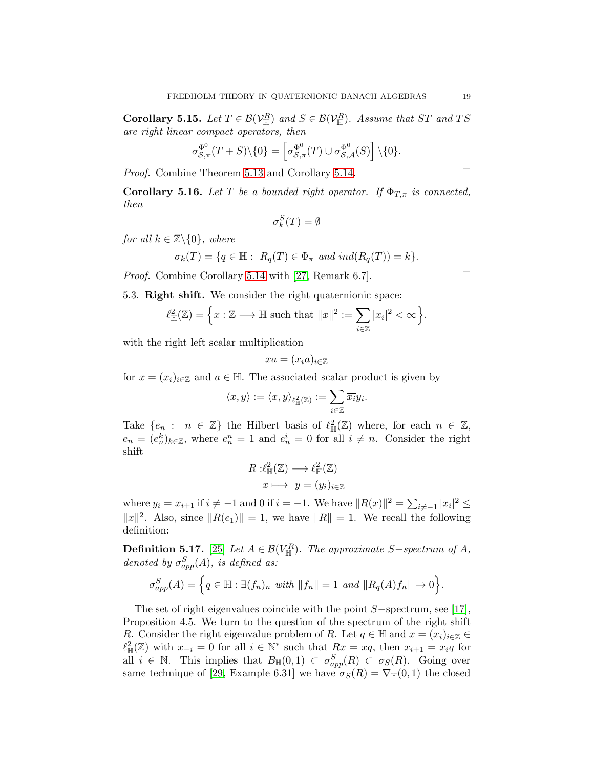**Corollary 5.15.** *Let $T \in \mathcal{B}(\mathcal{V}_{\mathbb{H}}^R)$ and $S \in \mathcal{B}(\mathcal{V}_{\mathbb{H}}^R)$. Assume that $ST$ and $TS$ are right linear compact operators, then*

$$\sigma_{\mathcal{S},\pi}^{\Phi^0}(T+S)\backslash\{0\} = \left[\sigma_{\mathcal{S},\pi}^{\Phi^0}(T) \cup \sigma_{\mathcal{S},\mathcal{A}}^{\Phi^0}(S)\right]\backslash\{0\}.$$

*Proof.* Combine Theorem 5.13 and Corollary 5.14. □

**Corollary 5.16.** *Let $T$ be a bounded right operator. If $\Phi_{T,\pi}$ is connected, then*

$$\sigma_k^S(T) = \emptyset$$

*for all $k \in \mathbb{Z}\backslash\{0\}$, where*

$$\sigma_k(T) = \{q \in \mathbb{H} : \ R_q(T) \in \Phi_\pi \text{ and } ind(R_q(T)) = k\}.$$

*Proof.* Combine Corollary 5.14 with [27, Remark 6.7]. □

5.3. **Right shift.** We consider the right quaternionic space:

$$\ell_{\mathbb{H}}^2(\mathbb{Z}) = \Big\{x : \mathbb{Z} \longrightarrow \mathbb{H} \text{ such that } \|x\|^2 := \sum_{i\in\mathbb{Z}} |x_i|^2 < \infty\Big\}.$$

with the right left scalar multiplication

$$xa = (x_i a)_{i\in\mathbb{Z}}$$

for $x = (x_i)_{i\in\mathbb{Z}}$ and $a \in \mathbb{H}$. The associated scalar product is given by

$$\langle x, y\rangle := \langle x, y\rangle_{\ell_{\mathbb{H}}^2(\mathbb{Z})} := \sum_{i\in\mathbb{Z}} \overline{x_i} y_i.$$

Take $\{e_n : \ n \in \mathbb{Z}\}$ the Hilbert basis of $\ell_{\mathbb{H}}^2(\mathbb{Z})$ where, for each $n \in \mathbb{Z}$, $e_n = (e_n^k)_{k\in\mathbb{Z}}$, where $e_n^n = 1$ and $e_n^i = 0$ for all $i \neq n$. Consider the right shift

$$\begin{aligned} R :& \ell_{\mathbb{H}}^2(\mathbb{Z}) \longrightarrow \ell_{\mathbb{H}}^2(\mathbb{Z}) \\ & x \longmapsto \ y = (y_i)_{i\in\mathbb{Z}} \end{aligned}$$

where $y_i = x_{i+1}$ if $i \neq -1$ and $0$ if $i = -1$. We have $\|R(x)\|^2 = \sum_{i\neq -1} |x_i|^2 \leq \|x\|^2$. Also, since $\|R(e_1)\| = 1$, we have $\|R\| = 1$. We recall the following definition:

**Definition 5.17.** [25] *Let $A \in \mathcal{B}(V_{\mathbb{H}}^R)$. The approximate $S-$spectrum of $A$, denoted by $\sigma_{app}^S(A)$, is defined as:*

$$\sigma_{app}^S(A) = \Big\{q \in \mathbb{H} : \exists (f_n)_n \text{ with } \|f_n\| = 1 \text{ and } \|R_q(A) f_n\| \to 0\Big\}.$$

The set of right eigenvalues coincide with the point $S-$spectrum, see [17], Proposition 4.5. We turn to the question of the spectrum of the right shift $R$. Consider the right eigenvalue problem of $R$. Let $q \in \mathbb{H}$ and $x = (x_i)_{i\in\mathbb{Z}} \in \ell_{\mathbb{H}}^2(\mathbb{Z})$ with $x_{-i} = 0$ for all $i \in \mathbb{N}^*$ such that $Rx = xq$, then $x_{i+1} = x_i q$ for all $i \in \mathbb{N}$. This implies that $B_{\mathbb{H}}(0,1) \subset \sigma_{app}^S(R) \subset \sigma_S(R)$. Going over same technique of [29, Example 6.31] we have $\sigma_S(R) = \nabla_{\mathbb{H}}(0,1)$ the closed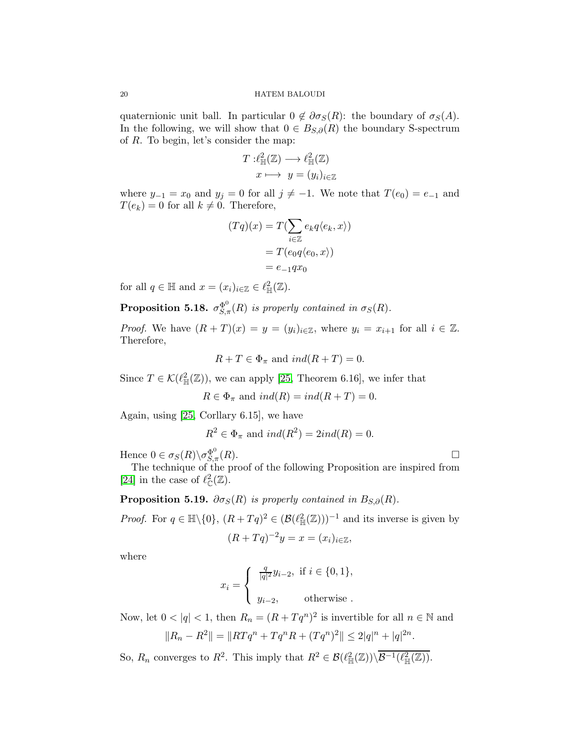quaternionic unit ball. In particular $0 \notin \partial\sigma_S(R)$: the boundary of $\sigma_S(A)$. In the following, we will show that $0 \in B_{S,\partial}(R)$ the boundary S-spectrum of $R$. To begin, let's consider the map:

$$
\begin{aligned}
T :& \ell^2_{\mathbb{H}}(\mathbb{Z}) \longrightarrow \ell^2_{\mathbb{H}}(\mathbb{Z}) \\
& x \longmapsto \ y = (y_i)_{i\in\mathbb{Z}}
\end{aligned}
$$

where $y_{-1} = x_0$ and $y_j = 0$ for all $j \neq -1$. We note that $T(e_0) = e_{-1}$ and $T(e_k) = 0$ for all $k \neq 0$. Therefore,

$$
\begin{aligned}
(Tq)(x) &= T(\sum_{i\in\mathbb{Z}} e_k q\langle e_k, x\rangle) \\
&= T(e_0 q\langle e_0, x\rangle) \\
&= e_{-1} q x_0
\end{aligned}
$$

for all $q \in \mathbb{H}$ and $x = (x_i)_{i\in\mathbb{Z}} \in \ell^2_{\mathbb{H}}(\mathbb{Z})$.

**Proposition 5.18.** *$\sigma^{\Phi^0}_{S,\pi}(R)$ is properly contained in $\sigma_S(R)$.*

*Proof.* We have $(R + T)(x) = y = (y_i)_{i\in\mathbb{Z}}$, where $y_i = x_{i+1}$ for all $i \in \mathbb{Z}$. Therefore,

$$
R + T \in \Phi_\pi \text{ and } ind(R + T) = 0.
$$

Since $T \in \mathcal{K}(\ell^2_{\mathbb{H}}(\mathbb{Z}))$, we can apply [25, Theorem 6.16], we infer that

$$
R \in \Phi_\pi \text{ and } ind(R) = ind(R + T) = 0.
$$

Again, using [25, Corllary 6.15], we have

$$
R^2 \in \Phi_\pi \text{ and } ind(R^2) = 2ind(R) = 0.
$$

Hence $0 \in \sigma_S(R) \backslash \sigma^{\Phi^0}_{S,\pi}(R)$. □

The technique of the proof of the following Proposition are inspired from [24] in the case of $\ell^2_{\mathbb{C}}(\mathbb{Z})$.

**Proposition 5.19.** *$\partial\sigma_S(R)$ is properly contained in $B_{S,\partial}(R)$.*

*Proof.* For $q \in \mathbb{H}\backslash\{0\}$, $(R + Tq)^2 \in (\mathcal{B}(\ell^2_{\mathbb{H}}(\mathbb{Z})))^{-1}$ and its inverse is given by

$$
(R + Tq)^{-2} y = x = (x_i)_{i\in\mathbb{Z}},
$$

where

$$
x_i = \begin{cases} \frac{q}{|q|^2} y_{i-2}, & \text{if } i \in \{0, 1\}, \\[2ex] y_{i-2}, & \text{otherwise .} \end{cases}
$$

Now, let $0 < |q| < 1$, then $R_n = (R + Tq^n)^2$ is invertible for all $n \in \mathbb{N}$ and

$$
\|R_n - R^2\| = \|RTq^n + Tq^n R + (Tq^n)^2\| \leq 2|q|^n + |q|^{2n}.
$$

So, $R_n$ converges to $R^2$. This imply that $R^2 \in \mathcal{B}(\ell^2_{\mathbb{H}}(\mathbb{Z}))\backslash\overline{\mathcal{B}^{-1}(\ell^2_{\mathbb{H}}(\mathbb{Z}))}$.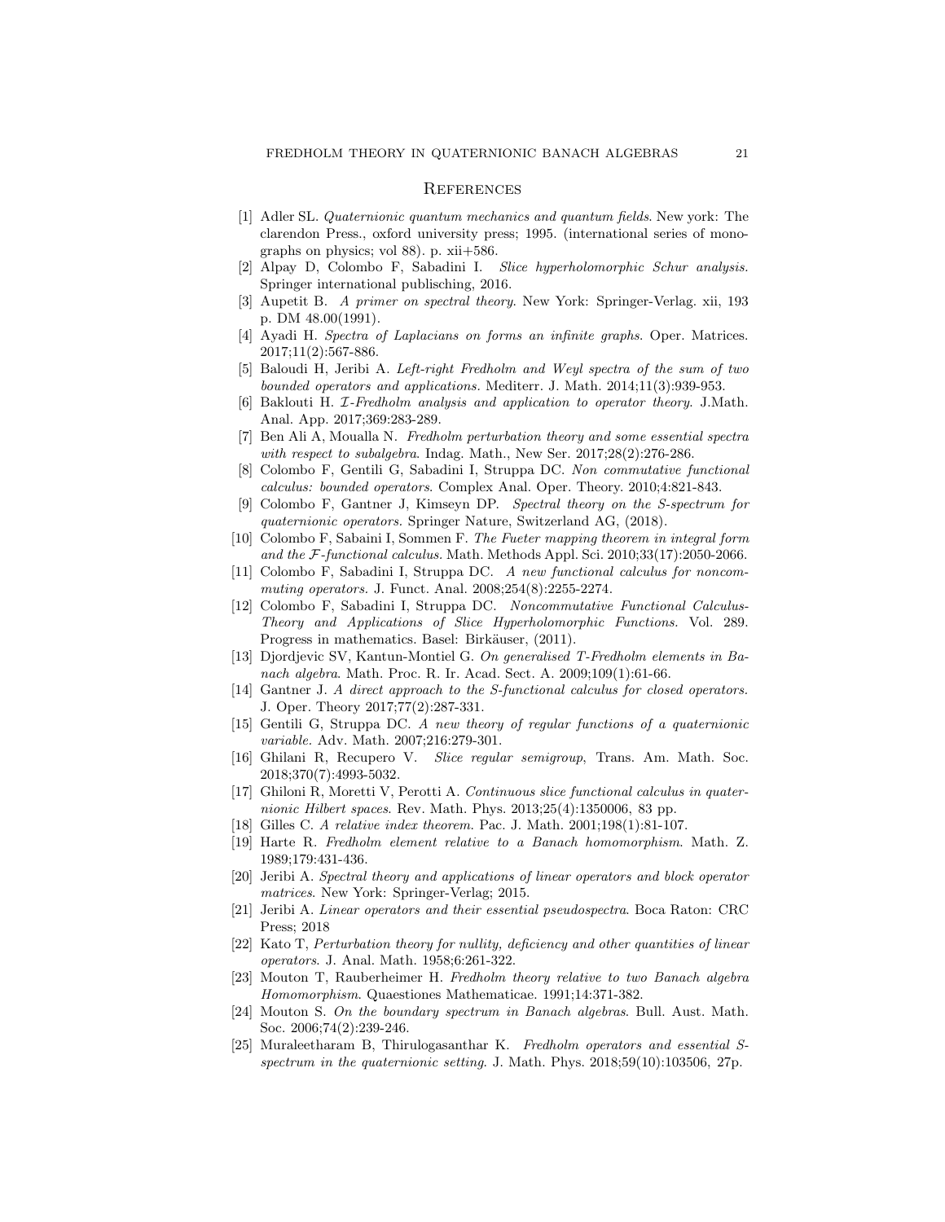# References

[1] Adler SL. *Quaternionic quantum mechanics and quantum fields*. New york: The clarendon Press., oxford university press; 1995. (international series of monographs on physics; vol 88). p. xii+586.

[2] Alpay D, Colombo F, Sabadini I. *Slice hyperholomorphic Schur analysis.* Springer international publisching, 2016.

[3] Aupetit B. *A primer on spectral theory*. New York: Springer-Verlag. xii, 193 p. DM 48.00(1991).

[4] Ayadi H. *Spectra of Laplacians on forms an infinite graphs*. Oper. Matrices. 2017;11(2):567-886.

[5] Baloudi H, Jeribi A. *Left-right Fredholm and Weyl spectra of the sum of two bounded operators and applications*. Mediterr. J. Math. 2014;11(3):939-953.

[6] Baklouti H. *$\mathcal{I}$-Fredholm analysis and application to operator theory*. J.Math. Anal. App. 2017;369:283-289.

[7] Ben Ali A, Moualla N. *Fredholm perturbation theory and some essential spectra with respect to subalgebra*. Indag. Math., New Ser. 2017;28(2):276-286.

[8] Colombo F, Gentili G, Sabadini I, Struppa DC. *Non commutative functional calculus: bounded operators*. Complex Anal. Oper. Theory. 2010;4:821-843.

[9] Colombo F, Gantner J, Kimseyn DP. *Spectral theory on the S-spectrum for quaternionic operators*. Springer Nature, Switzerland AG, (2018).

[10] Colombo F, Sabaini I, Sommen F. *The Fueter mapping theorem in integral form and the $\mathcal{F}$-functional calculus*. Math. Methods Appl. Sci. 2010;33(17):2050-2066.

[11] Colombo F, Sabadini I, Struppa DC. *A new functional calculus for noncommuting operators*. J. Funct. Anal. 2008;254(8):2255-2274.

[12] Colombo F, Sabadini I, Struppa DC. *Noncommutative Functional Calculus-Theory and Applications of Slice Hyperholomorphic Functions.* Vol. 289. Progress in mathematics. Basel: Birkäuser, (2011).

[13] Djordjevic SV, Kantun-Montiel G. *On generalised T-Fredholm elements in Banach algebra*. Math. Proc. R. Ir. Acad. Sect. A. 2009;109(1):61-66.

[14] Gantner J. *A direct approach to the S-functional calculus for closed operators.* J. Oper. Theory 2017;77(2):287-331.

[15] Gentili G, Struppa DC. *A new theory of regular functions of a quaternionic variable.* Adv. Math. 2007;216:279-301.

[16] Ghilani R, Recupero V. *Slice regular semigroup*, Trans. Am. Math. Soc. 2018;370(7):4993-5032.

[17] Ghiloni R, Moretti V, Perotti A. *Continuous slice functional calculus in quaternionic Hilbert spaces*. Rev. Math. Phys. 2013;25(4):1350006, 83 pp.

[18] Gilles C. *A relative index theorem*. Pac. J. Math. 2001;198(1):81-107.

[19] Harte R. *Fredholm element relative to a Banach homomorphism*. Math. Z. 1989;179:431-436.

[20] Jeribi A. *Spectral theory and applications of linear operators and block operator matrices*. New York: Springer-Verlag; 2015.

[21] Jeribi A. *Linear operators and their essential pseudospectra*. Boca Raton: CRC Press; 2018

[22] Kato T, *Perturbation theory for nullity, deficiency and other quantities of linear operators*. J. Anal. Math. 1958;6:261-322.

[23] Mouton T, Rauberheimer H. *Fredholm theory relative to two Banach algebra Homomorphism*. Quaestiones Mathematicae. 1991;14:371-382.

[24] Mouton S. *On the boundary spectrum in Banach algebras*. Bull. Aust. Math. Soc. 2006;74(2):239-246.

[25] Muraleetharam B, Thirulogasanthar K. *Fredholm operators and essential S-spectrum in the quaternionic setting*. J. Math. Phys. 2018;59(10):103506, 27p.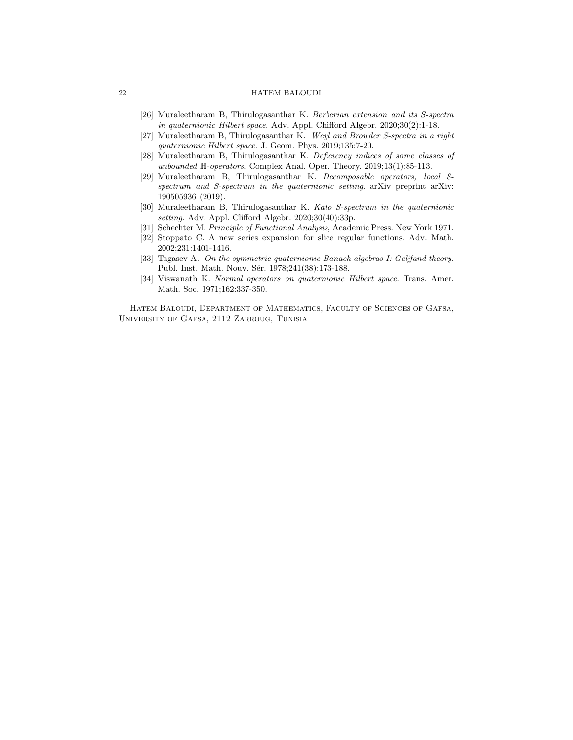[26] Muraleetharam B, Thirulogasanthar K. *Berberian extension and its S-spectra in quaternionic Hilbert space*. Adv. Appl. Chifford Algebr. 2020;30(2):1-18.

[27] Muraleetharam B, Thirulogasanthar K. *Weyl and Browder S-spectra in a right quaternionic Hilbert space*. J. Geom. Phys. 2019;135:7-20.

[28] Muraleetharam B, Thirulogasanthar K. *Deficiency indices of some classes of unbounded $\mathbb{H}$-operators*. Complex Anal. Oper. Theory. 2019;13(1):85-113.

[29] Muraleetharam B, Thirulogasanthar K. *Decomposable operators, local S-spectrum and S-spectrum in the quaternionic setting*. arXiv preprint arXiv: 190505936 (2019).

[30] Muraleetharam B, Thirulogasanthar K. *Kato S-spectrum in the quaternionic setting*. Adv. Appl. Clifford Algebr. 2020;30(40):33p.

[31] Schechter M. *Principle of Functional Analysis*, Academic Press. New York 1971.

[32] Stoppato C. A new series expansion for slice regular functions. Adv. Math. 2002;231:1401-1416.

[33] Tagasev A. *On the symmetric quaternionic Banach algebras I: Geljfand theory*. Publ. Inst. Math. Nouv. Sér. 1978;241(38):173-188.

[34] Viswanath K. *Normal operators on quaternionic Hilbert space*. Trans. Amer. Math. Soc. 1971;162:337-350.

Hatem Baloudi, Department of Mathematics, Faculty of Sciences of Gafsa, University of Gafsa, 2112 Zarroug, Tunisia